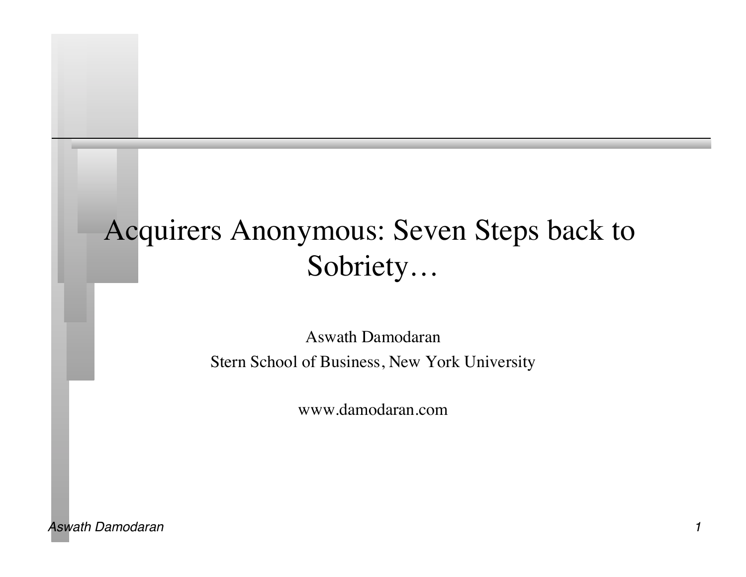# Acquirers Anonymous: Seven Steps back to Sobriety…

Aswath Damodaran

Stern School of Business, New York University

www.damodaran.com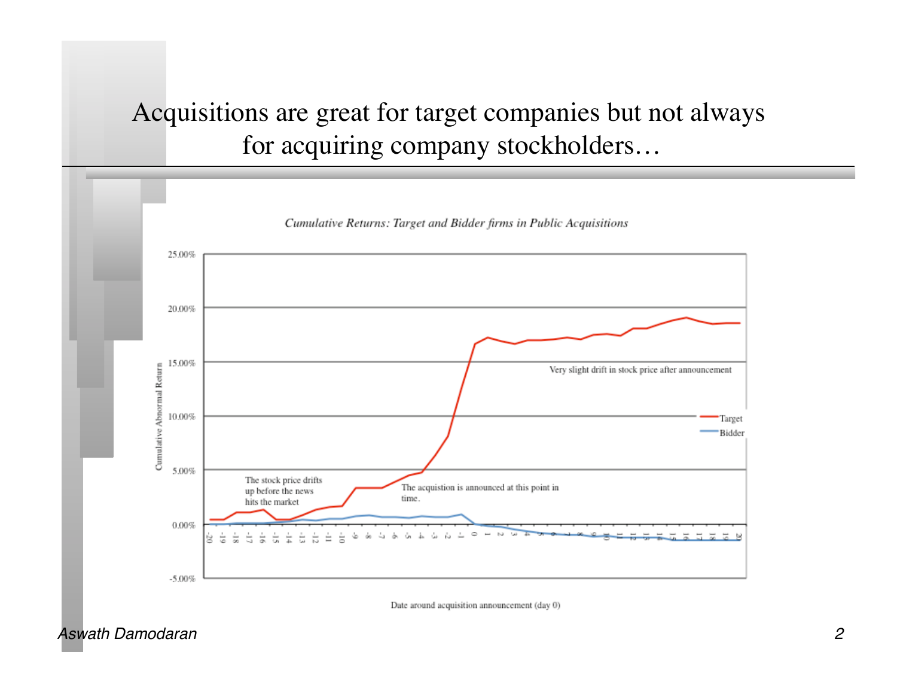# Acquisitions are great for target companies but not always for acquiring company stockholders…

*Cumulative Returns: Target and Bidder firms in Public Acquisitions*

The stock price drifts up before the news hits the market

The acquistion is announced at this point in time.

Very slight drift in stock price after announcement

Date around acquisition announcement (day 0)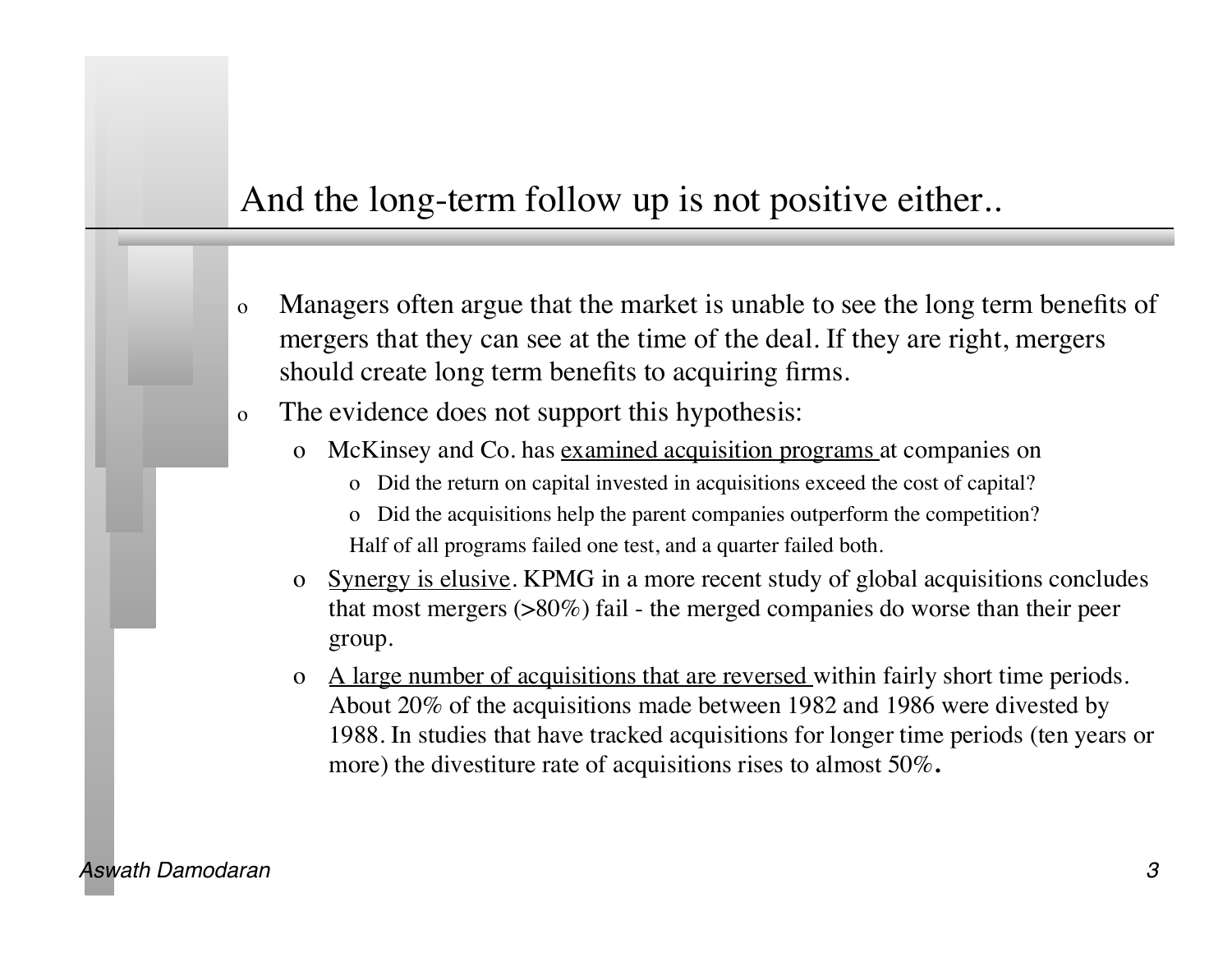## And the long-term follow up is not positive either..

- Managers often argue that the market is unable to see the long term benefits of mergers that they can see at the time of the deal. If they are right, mergers should create long term benefits to acquiring firms.
- The evidence does not support this hypothesis:
  - McKinsey and Co. has <u>examined acquisition programs</u> at companies on
    - Did the return on capital invested in acquisitions exceed the cost of capital?
    - Did the acquisitions help the parent companies outperform the competition?

    Half of all programs failed one test, and a quarter failed both.
  - <u>Synergy is elusive</u>. KPMG in a more recent study of global acquisitions concludes that most mergers (>80%) fail - the merged companies do worse than their peer group.
  - <u>A large number of acquisitions that are reversed</u> within fairly short time periods. About 20% of the acquisitions made between 1982 and 1986 were divested by 1988. In studies that have tracked acquisitions for longer time periods (ten years or more) the divestiture rate of acquisitions rises to almost 50%.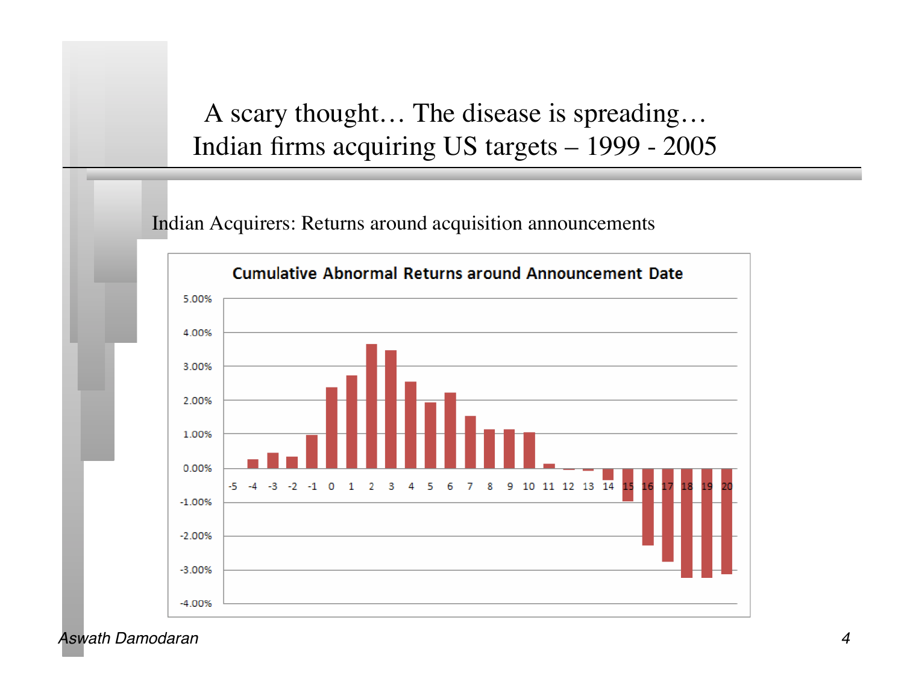# A scary thought… The disease is spreading… Indian firms acquiring US targets – 1999 - 2005

Indian Acquirers: Returns around acquisition announcements

**Cumulative Abnormal Returns around Announcement Date**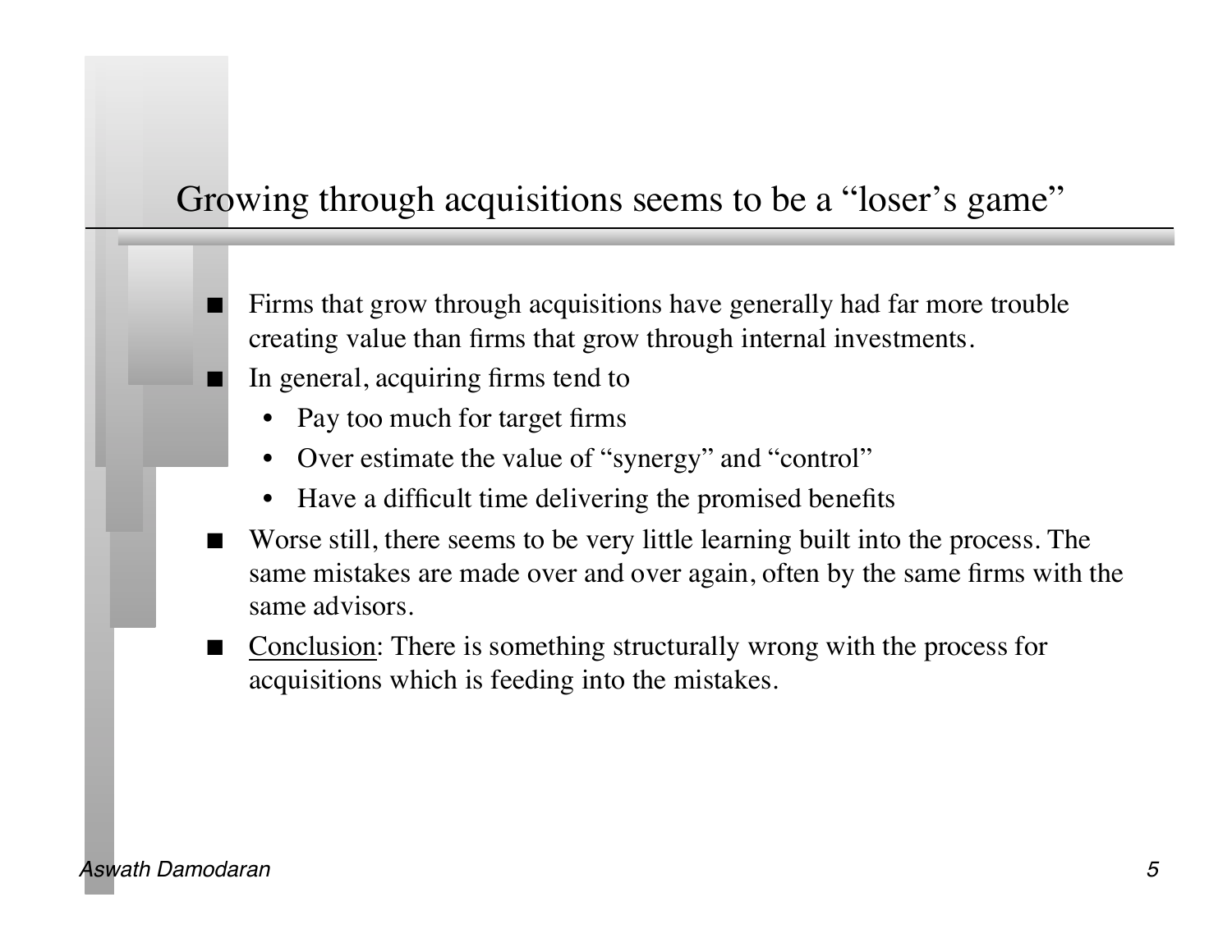# Growing through acquisitions seems to be a "loser's game"

- Firms that grow through acquisitions have generally had far more trouble creating value than firms that grow through internal investments.
- In general, acquiring firms tend to
  - Pay too much for target firms
  - Over estimate the value of "synergy" and "control"
  - Have a difficult time delivering the promised benefits
- Worse still, there seems to be very little learning built into the process. The same mistakes are made over and over again, often by the same firms with the same advisors.
- Conclusion: There is something structurally wrong with the process for acquisitions which is feeding into the mistakes.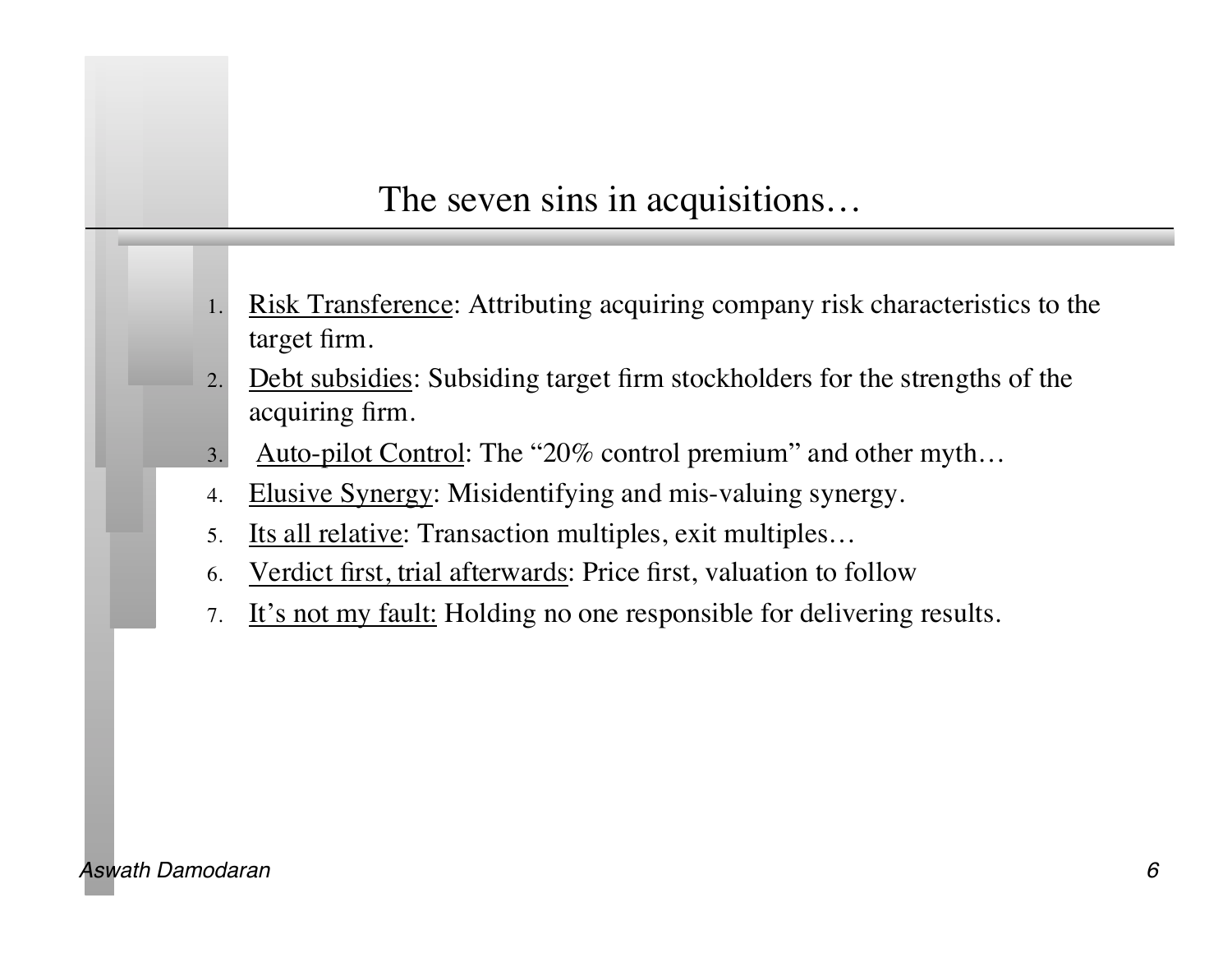# The seven sins in acquisitions…

1. Risk Transference: Attributing acquiring company risk characteristics to the target firm.
2. Debt subsidies: Subsiding target firm stockholders for the strengths of the acquiring firm.
3. Auto-pilot Control: The "20% control premium" and other myth…
4. Elusive Synergy: Misidentifying and mis-valuing synergy.
5. Its all relative: Transaction multiples, exit multiples…
6. Verdict first, trial afterwards: Price first, valuation to follow
7. It's not my fault: Holding no one responsible for delivering results.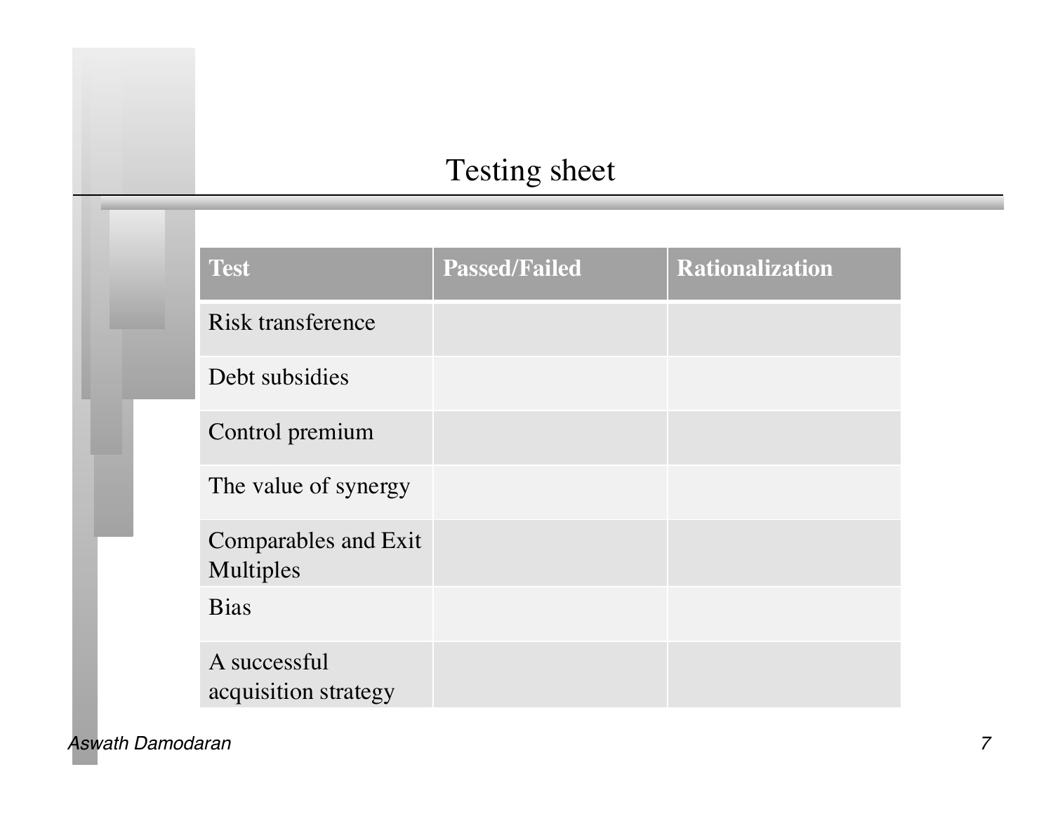# Testing sheet

| Test | Passed/Failed | Rationalization |
| --- | --- | --- |
| Risk transference | | |
| Debt subsidies | | |
| Control premium | | |
| The value of synergy | | |
| Comparables and Exit Multiples | | |
| Bias | | |
| A successful acquisition strategy | | |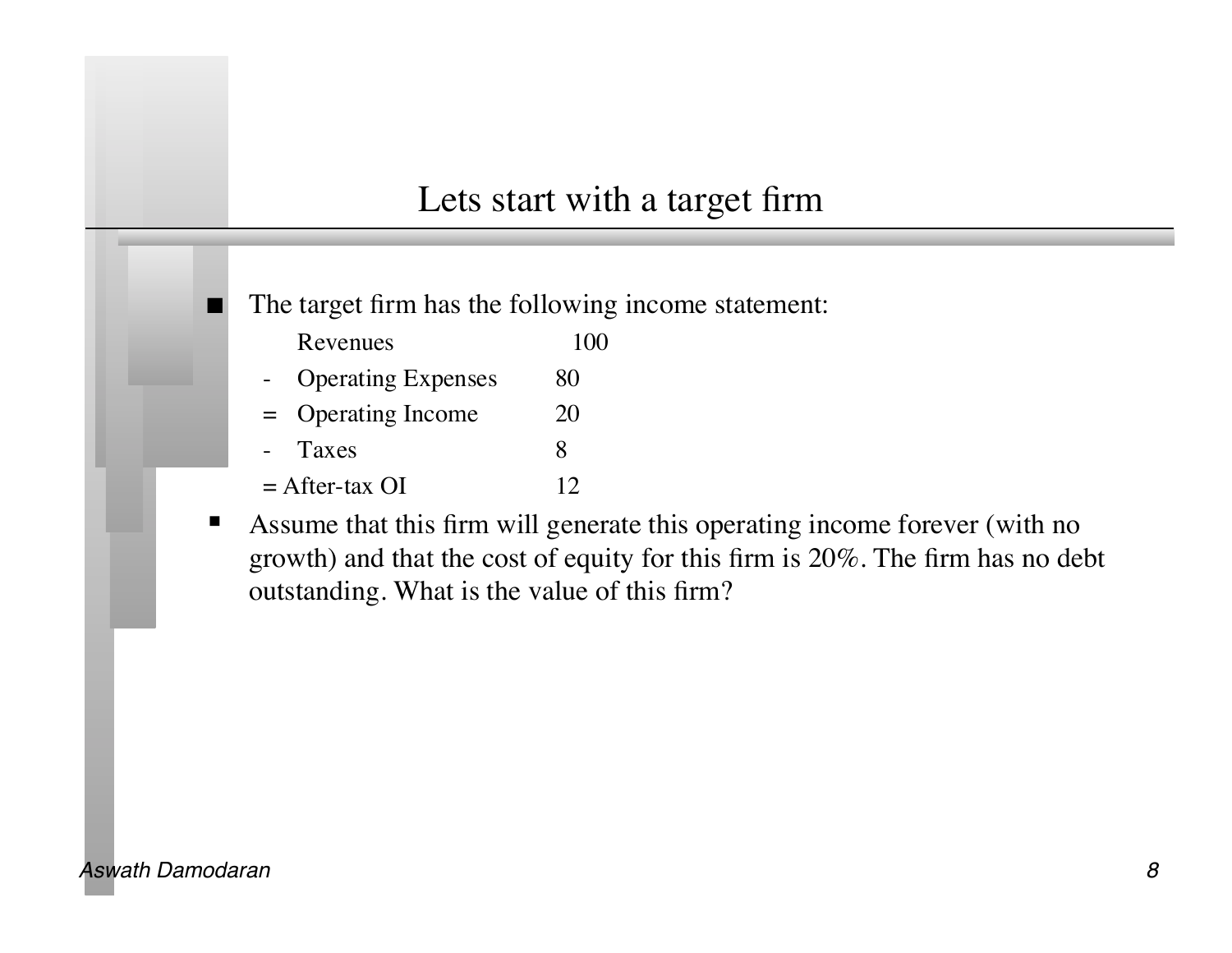# Lets start with a target firm

- The target firm has the following income statement:

| | | |
|---|---|---|
| | Revenues | 100 |
| - | Operating Expenses | 80 |
| = | Operating Income | 20 |
| - | Taxes | 8 |
| = | After-tax OI | 12 |

- Assume that this firm will generate this operating income forever (with no growth) and that the cost of equity for this firm is 20%. The firm has no debt outstanding. What is the value of this firm?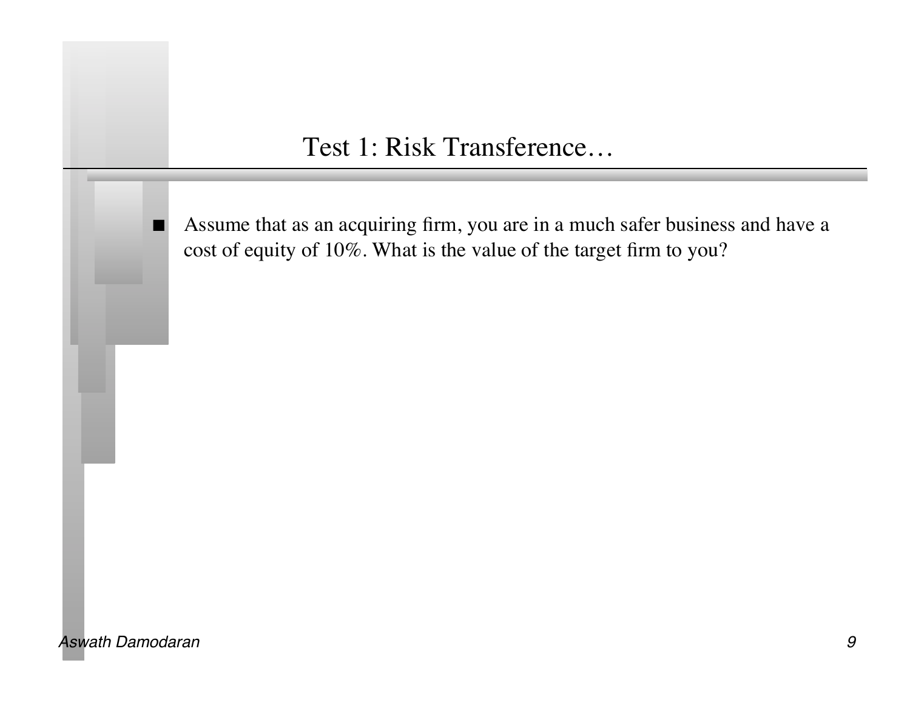# Test 1: Risk Transference…

- Assume that as an acquiring firm, you are in a much safer business and have a cost of equity of 10%. What is the value of the target firm to you?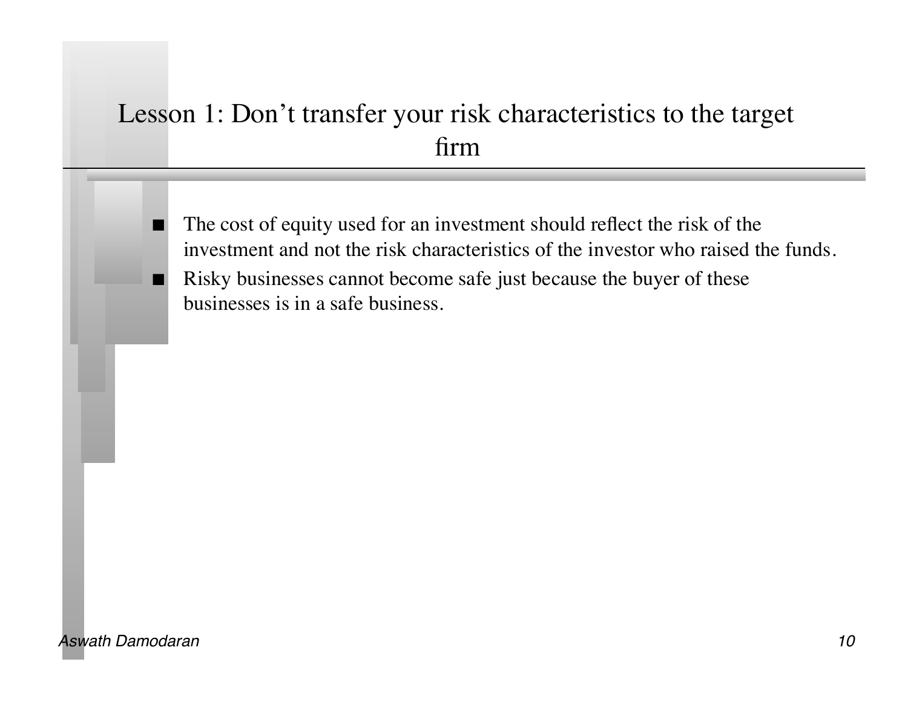# Lesson 1: Don't transfer your risk characteristics to the target firm

- The cost of equity used for an investment should reflect the risk of the investment and not the risk characteristics of the investor who raised the funds.
- Risky businesses cannot become safe just because the buyer of these businesses is in a safe business.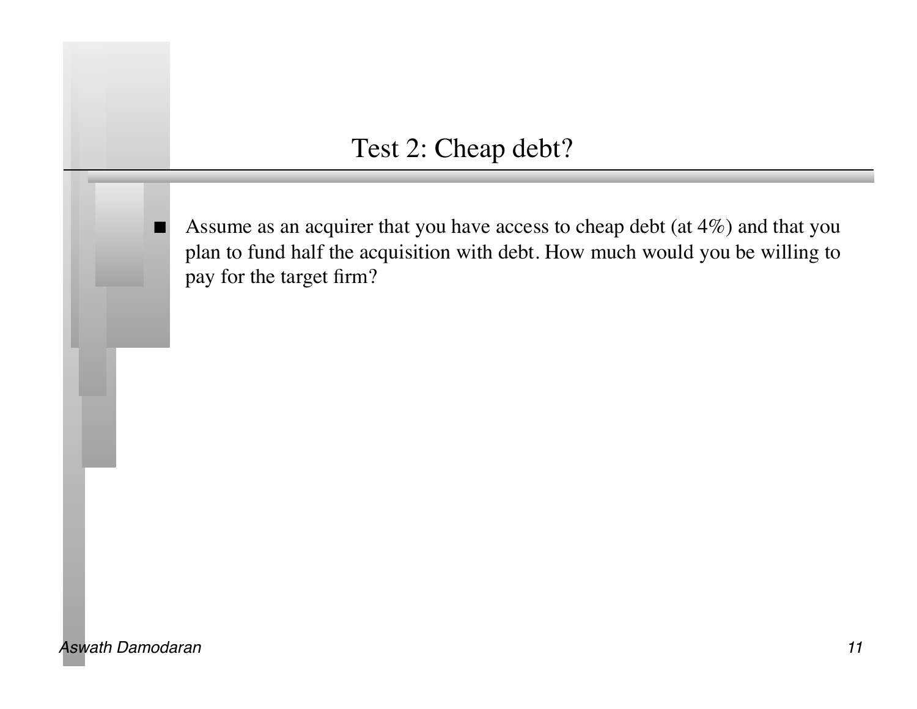# Test 2: Cheap debt?

- Assume as an acquirer that you have access to cheap debt (at 4%) and that you plan to fund half the acquisition with debt. How much would you be willing to pay for the target firm?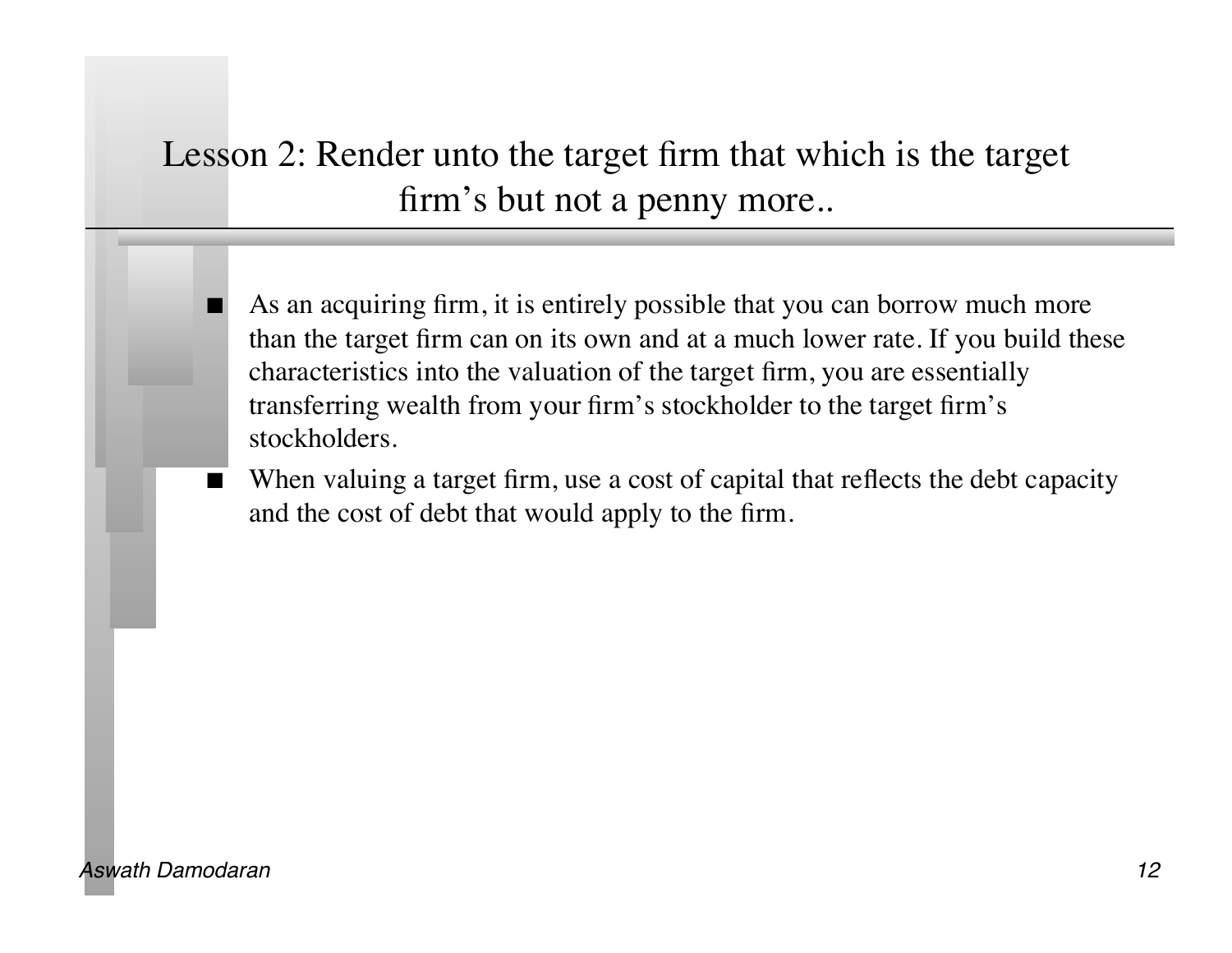# Lesson 2: Render unto the target firm that which is the target firm's but not a penny more..

- As an acquiring firm, it is entirely possible that you can borrow much more than the target firm can on its own and at a much lower rate. If you build these characteristics into the valuation of the target firm, you are essentially transferring wealth from your firm's stockholder to the target firm's stockholders.
- When valuing a target firm, use a cost of capital that reflects the debt capacity and the cost of debt that would apply to the firm.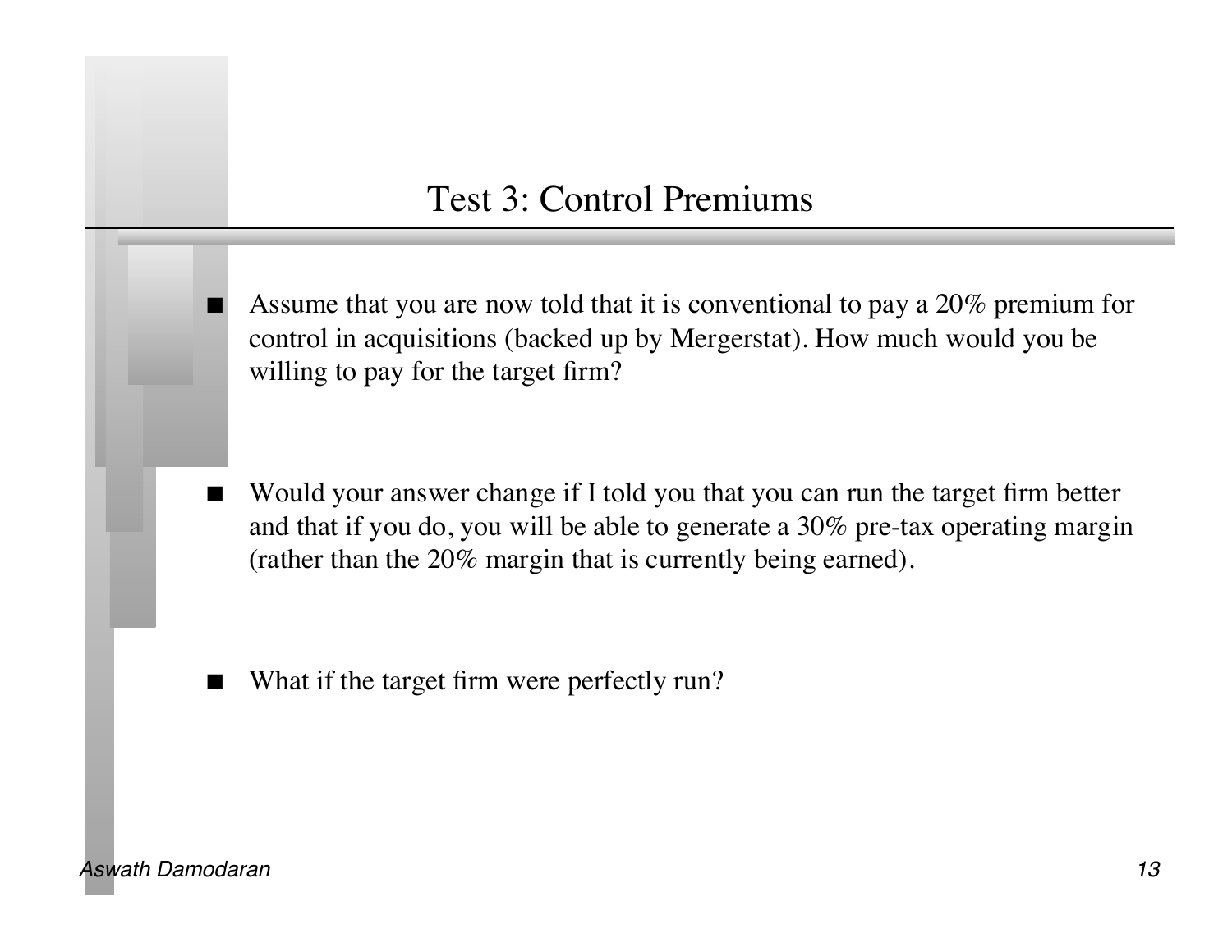# Test 3: Control Premiums

- Assume that you are now told that it is conventional to pay a 20% premium for control in acquisitions (backed up by Mergerstat). How much would you be willing to pay for the target firm?

- Would your answer change if I told you that you can run the target firm better and that if you do, you will be able to generate a 30% pre-tax operating margin (rather than the 20% margin that is currently being earned).

- What if the target firm were perfectly run?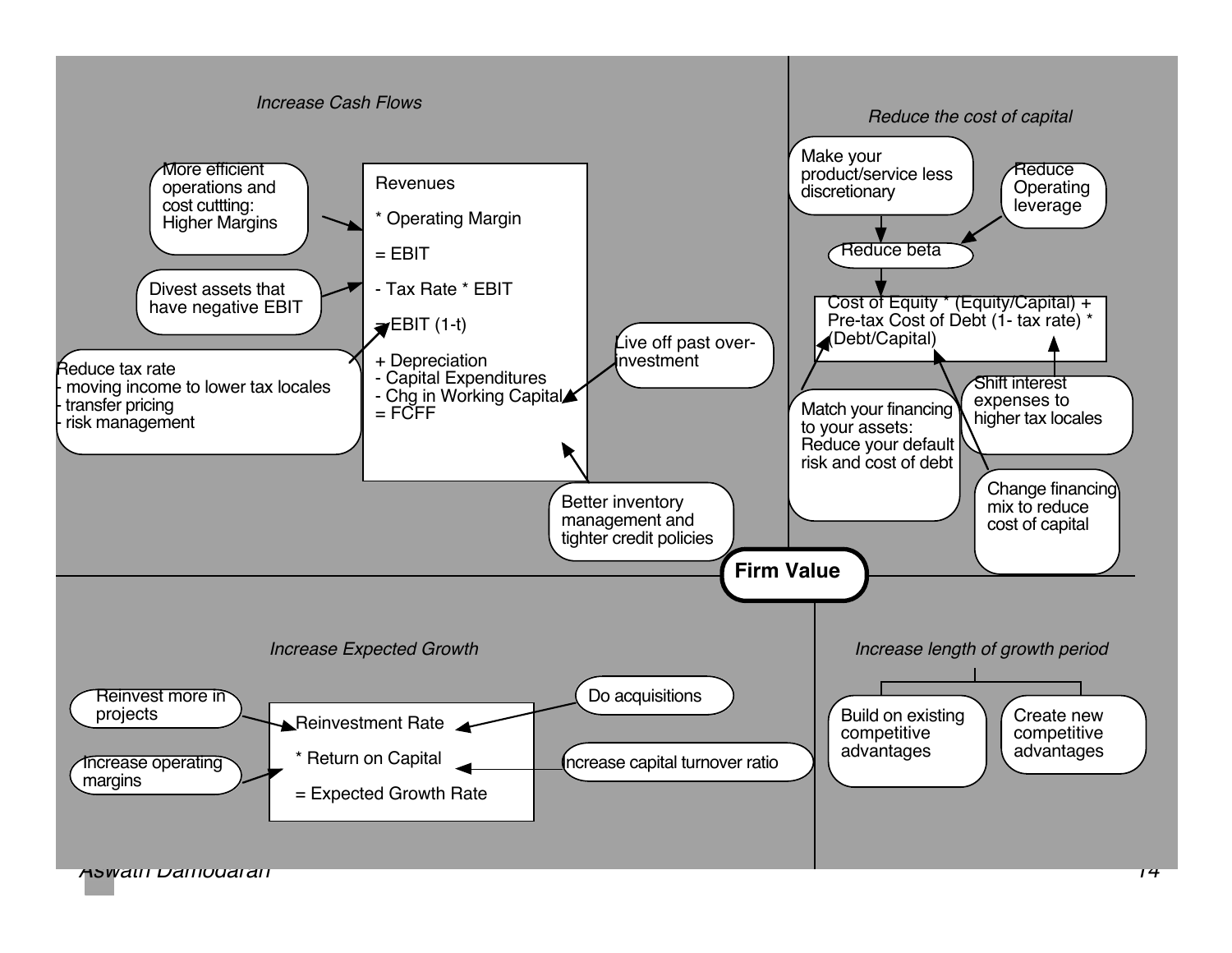# Firm Value

## Increase Cash Flows

Revenues
* Operating Margin
= EBIT
- Tax Rate * EBIT
= EBIT (1-t)
+ Depreciation
- Capital Expenditures
- Chg in Working Capital
= FCFF

- More efficient operations and cost cuttting: Higher Margins
- Divest assets that have negative EBIT
- Reduce tax rate
  - moving income to lower tax locales
  - transfer pricing
  - risk management
- Live off past over-investment
- Better inventory management and tighter credit policies

## Reduce the cost of capital

Cost of Equity * (Equity/Capital) + Pre-tax Cost of Debt (1- tax rate) * (Debt/Capital)

- Make your product/service less discretionary → Reduce beta
- Reduce Operating leverage → Reduce beta
- Match your financing to your assets: Reduce your default risk and cost of debt
- Shift interest expenses to higher tax locales
- Change financing mix to reduce cost of capital

## Increase Expected Growth

Reinvestment Rate
* Return on Capital
= Expected Growth Rate

- Reinvest more in projects
- Increase operating margins
- Do acquisitions
- Increase capital turnover ratio

## Increase length of growth period

- Build on existing competitive advantages
- Create new competitive advantages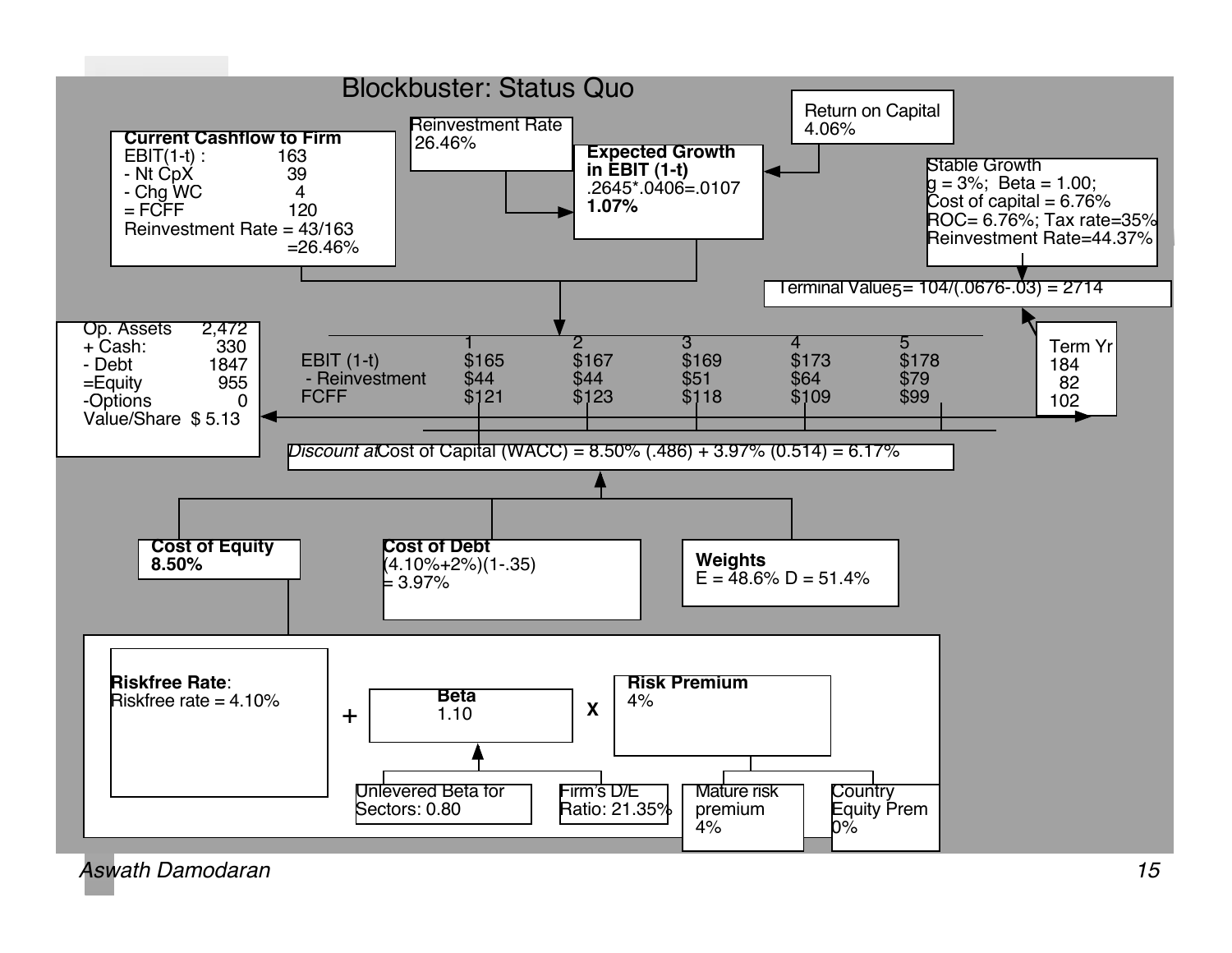# Blockbuster: Status Quo

**Current Cashflow to Firm**

EBIT(1-t) : 163
- Nt CpX 39
- Chg WC 4
= FCFF 120

Reinvestment Rate = 43/163 =26.46%

**Reinvestment Rate**
26.46%

**Return on Capital**
4.06%

**Expected Growth in EBIT (1-t)**
.2645*.0406=.0107
**1.07%**

**Stable Growth**
g = 3%; Beta = 1.00;
Cost of capital = 6.76%
ROC= 6.76%; Tax rate=35%
Reinvestment Rate=44.37%

Terminal Value$_5$= 104/(.0676-.03) = 2714

| | Amount |
|---|---|
| Op. Assets | 2,472 |
| + Cash: | 330 |
| - Debt | 1847 |
| =Equity | 955 |
| -Options | 0 |
| Value/Share | $ 5.13 |

| | 1 | 2 | 3 | 4 | 5 | Term Yr |
|---|---|---|---|---|---|---|
| EBIT (1-t) | $165 | $167 | $169 | $173 | $178 | 184 |
| - Reinvestment | $44 | $44 | $51 | $64 | $79 | 82 |
| FCFF | $121 | $123 | $118 | $109 | $99 | 102 |

*Discount at* Cost of Capital (WACC) = 8.50% (.486) + 3.97% (0.514) = 6.17%

**Cost of Equity**
**8.50%**

**Cost of Debt**
(4.10%+2%)(1-.35)
= 3.97%

**Weights**
E = 48.6% D = 51.4%

**Riskfree Rate**:
Riskfree rate = 4.10%

+ **Beta** 1.10 x **Risk Premium** 4%

Unlevered Beta for Sectors: 0.80

Firm's D/E Ratio: 21.35%

Mature risk premium 4%

Country Equity Prem 0%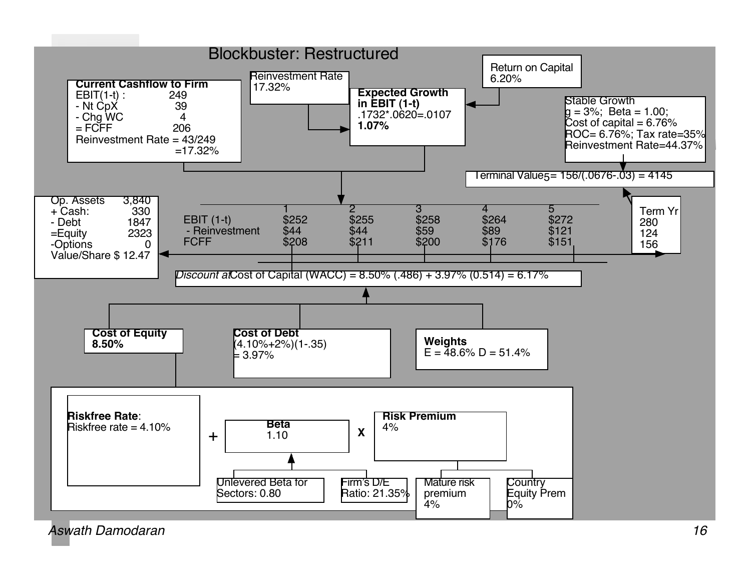# Blockbuster: Restructured

**Current Cashflow to Firm**

| | |
|---|---|
| EBIT(1-t) : | 249 |
| - Nt CpX | 39 |
| - Chg WC | 4 |
| = FCFF | 206 |

Reinvestment Rate = 43/249 =17.32%

**Reinvestment Rate**
17.32%

**Return on Capital**
6.20%

**Expected Growth in EBIT (1-t)**
.1732*.0620=.0107
**1.07%**

**Stable Growth**
g = 3%; Beta = 1.00;
Cost of capital = 6.76%
ROC= 6.76%; Tax rate=35%
Reinvestment Rate=44.37%

Terminal Value$_5$= 156/(.0676-.03) = 4145

| | |
|---|---|
| Op. Assets | 3,840 |
| + Cash: | 330 |
| - Debt | 1847 |
| =Equity | 2323 |
| -Options | 0 |
| Value/Share | $ 12.47 |

| | 1 | 2 | 3 | 4 | 5 | Term Yr |
|---|---|---|---|---|---|---|
| EBIT (1-t) | $252 | $255 | $258 | $264 | $272 | 280 |
| - Reinvestment | $44 | $44 | $59 | $89 | $121 | 124 |
| FCFF | $208 | $211 | $200 | $176 | $151 | 156 |

*Discount at* Cost of Capital (WACC) = 8.50% (.486) + 3.97% (0.514) = 6.17%

**Cost of Equity**
**8.50%**

**Cost of Debt**
(4.10%+2%)(1-.35)
= 3.97%

**Weights**
E = 48.6% D = 51.4%

**Riskfree Rate**:
Riskfree rate = 4.10%

\+

**Beta**
1.10

X

**Risk Premium**
4%

Unlevered Beta for Sectors: 0.80

Firm's D/E Ratio: 21.35%

Mature risk premium 4%

Country Equity Prem 0%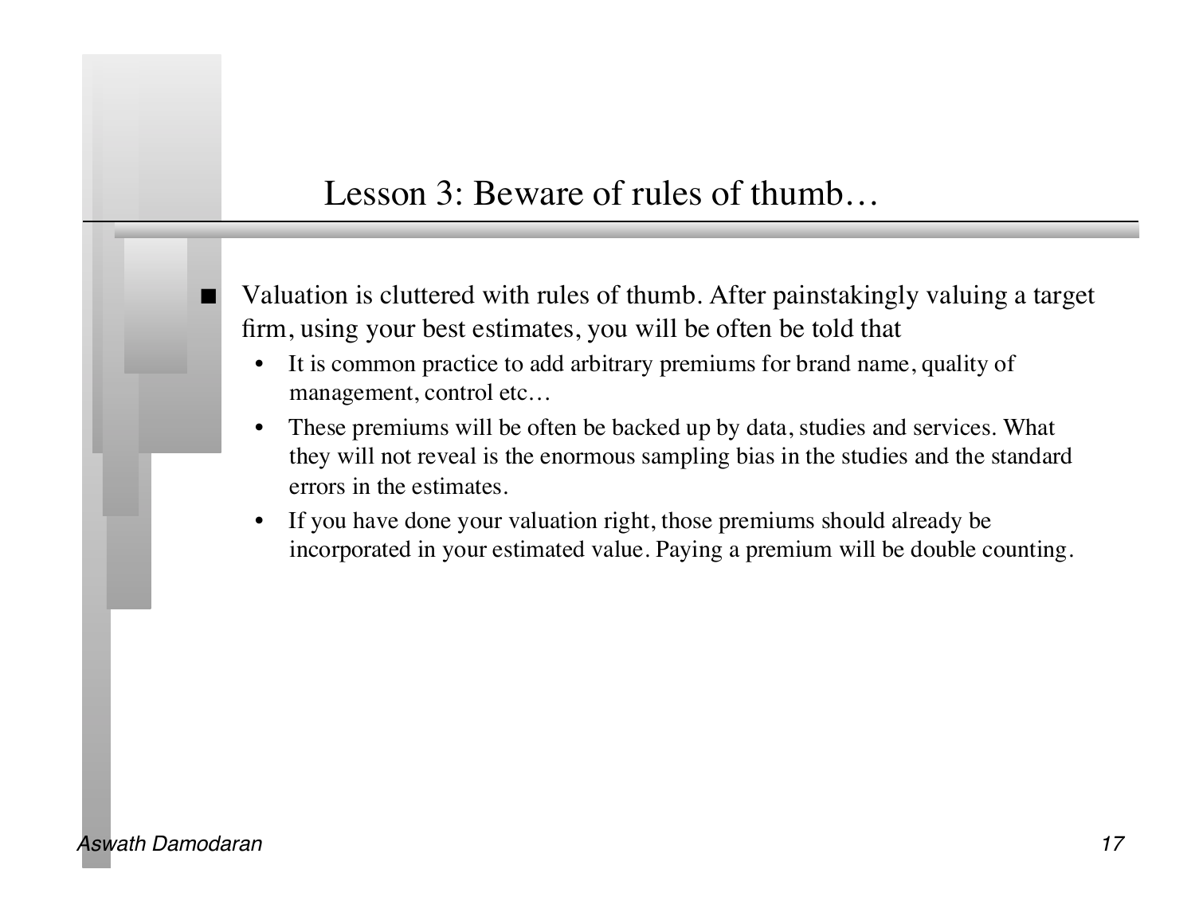# Lesson 3: Beware of rules of thumb…

- Valuation is cluttered with rules of thumb. After painstakingly valuing a target firm, using your best estimates, you will be often be told that
  - It is common practice to add arbitrary premiums for brand name, quality of management, control etc…
  - These premiums will be often be backed up by data, studies and services. What they will not reveal is the enormous sampling bias in the studies and the standard errors in the estimates.
  - If you have done your valuation right, those premiums should already be incorporated in your estimated value. Paying a premium will be double counting.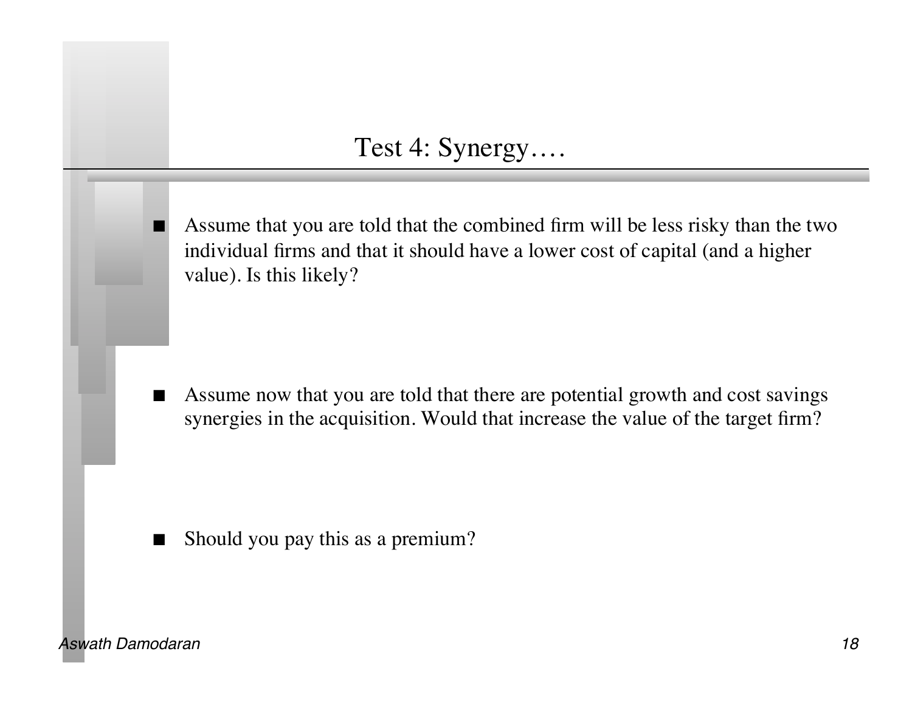## Test 4: Synergy….

- Assume that you are told that the combined firm will be less risky than the two individual firms and that it should have a lower cost of capital (and a higher value). Is this likely?

- Assume now that you are told that there are potential growth and cost savings synergies in the acquisition. Would that increase the value of the target firm?

- Should you pay this as a premium?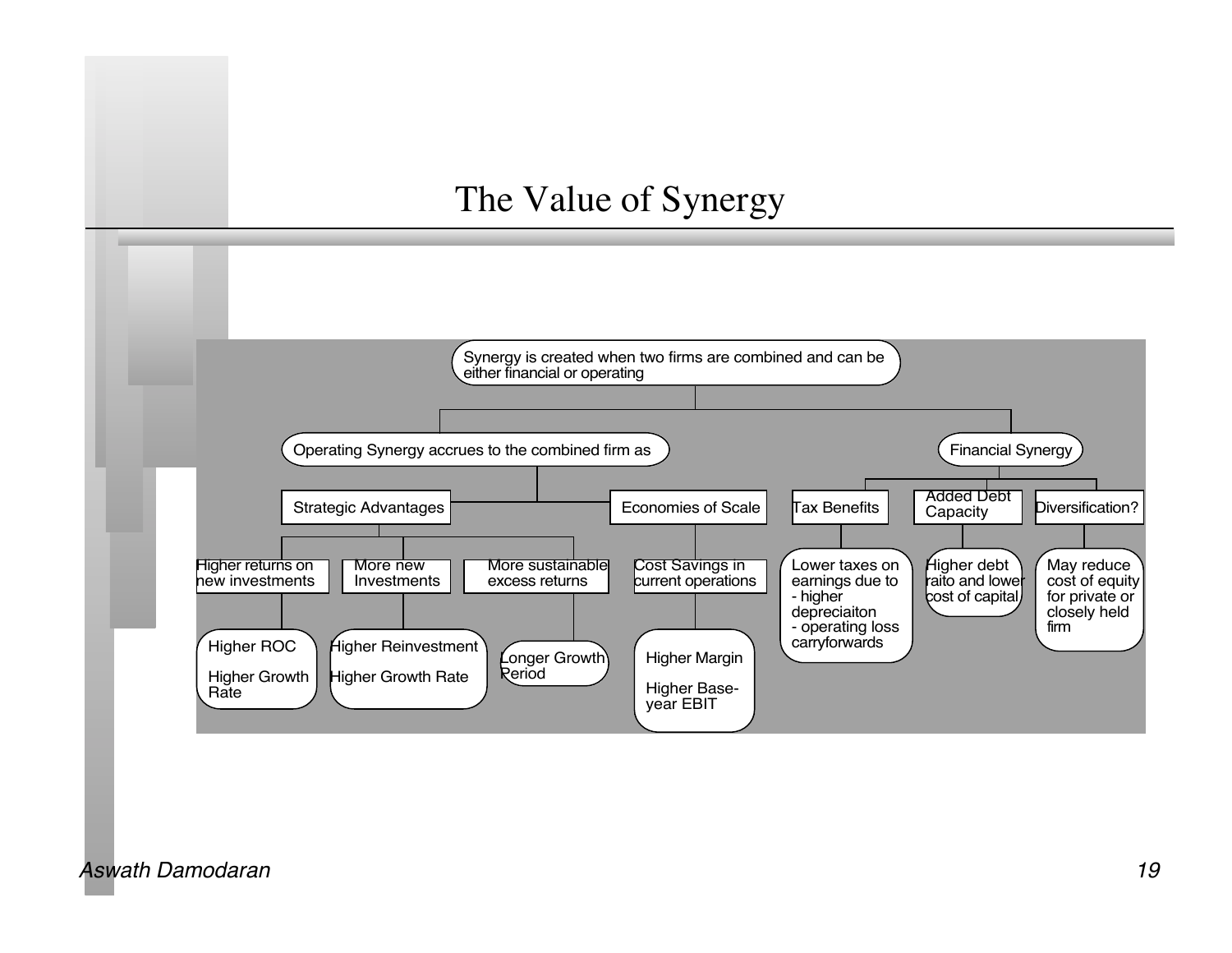# The Value of Synergy

- Synergy is created when two firms are combined and can be either financial or operating
  - Operating Synergy accrues to the combined firm as
    - Strategic Advantages
      - Higher returns on new investments
        - Higher ROC
        - Higher Growth Rate
      - More new Investments
        - Higher Reinvestment
        - Higher Growth Rate
      - More sustainable excess returns
        - Longer Growth Period
    - Economies of Scale
      - Cost Savings in current operations
        - Higher Margin
        - Higher Base-year EBIT
  - Financial Synergy
    - Tax Benefits
      - Lower taxes on earnings due to
        - higher depreciaiton
        - operating loss carryforwards
    - Added Debt Capacity
      - Higher debt raito and lower cost of capital
    - Diversification?
      - May reduce cost of equity for private or closely held firm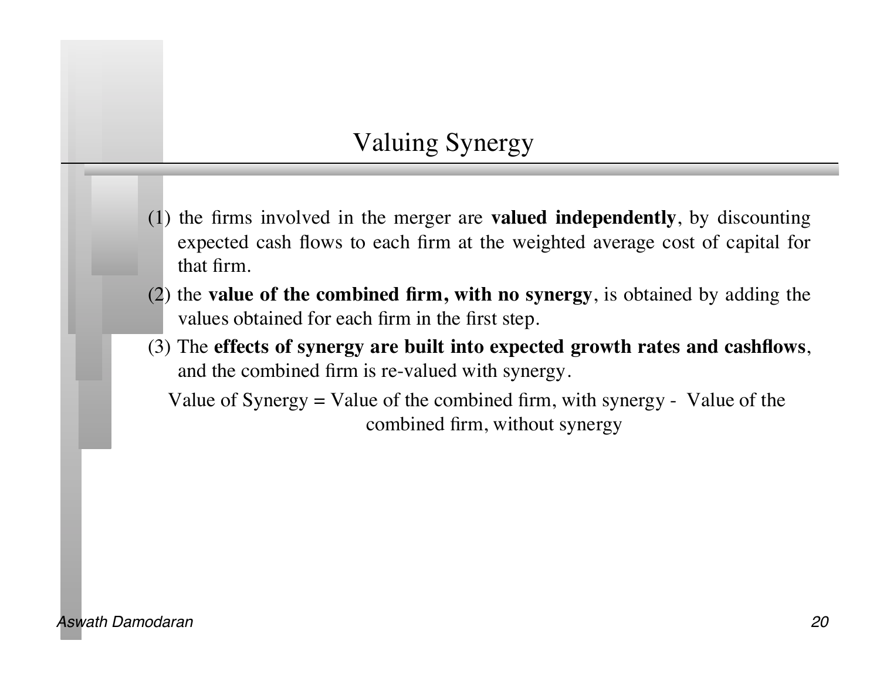# Valuing Synergy

(1) the firms involved in the merger are **valued independently**, by discounting expected cash flows to each firm at the weighted average cost of capital for that firm.

(2) the **value of the combined firm, with no synergy**, is obtained by adding the values obtained for each firm in the first step.

(3) The **effects of synergy are built into expected growth rates and cashflows**, and the combined firm is re-valued with synergy.

Value of Synergy = Value of the combined firm, with synergy - Value of the combined firm, without synergy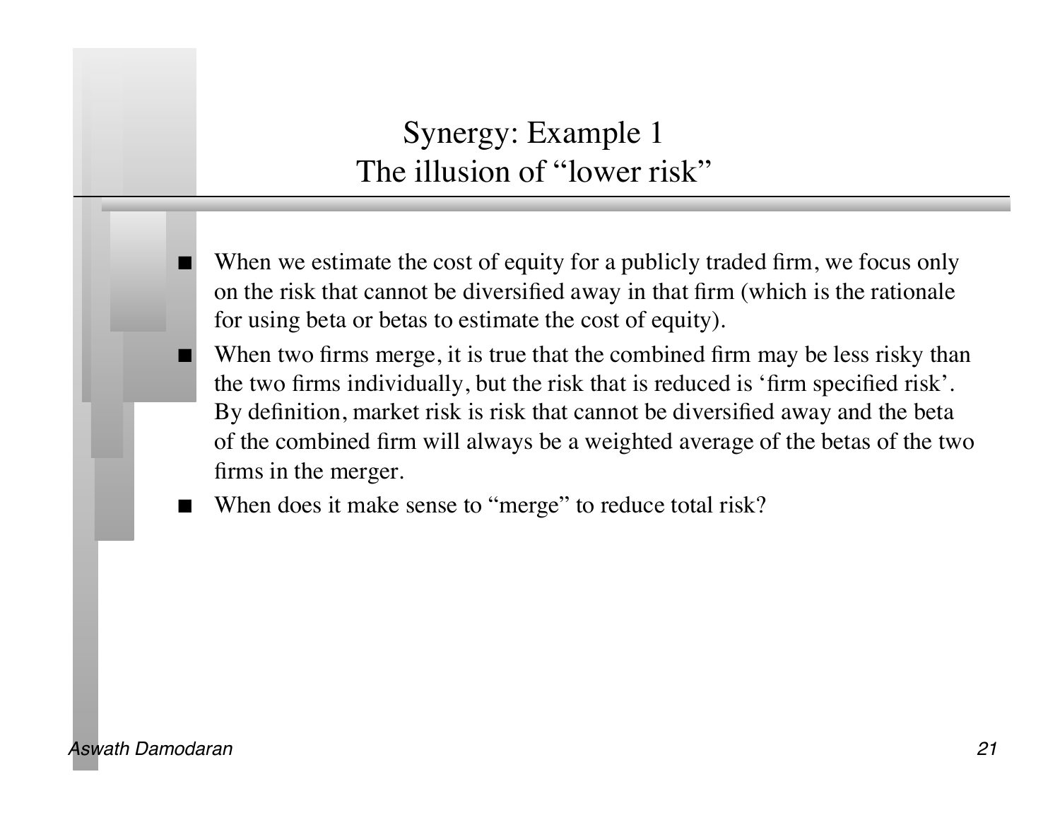# Synergy: Example 1
## The illusion of "lower risk"

- When we estimate the cost of equity for a publicly traded firm, we focus only on the risk that cannot be diversified away in that firm (which is the rationale for using beta or betas to estimate the cost of equity).
- When two firms merge, it is true that the combined firm may be less risky than the two firms individually, but the risk that is reduced is 'firm specified risk'. By definition, market risk is risk that cannot be diversified away and the beta of the combined firm will always be a weighted average of the betas of the two firms in the merger.
- When does it make sense to "merge" to reduce total risk?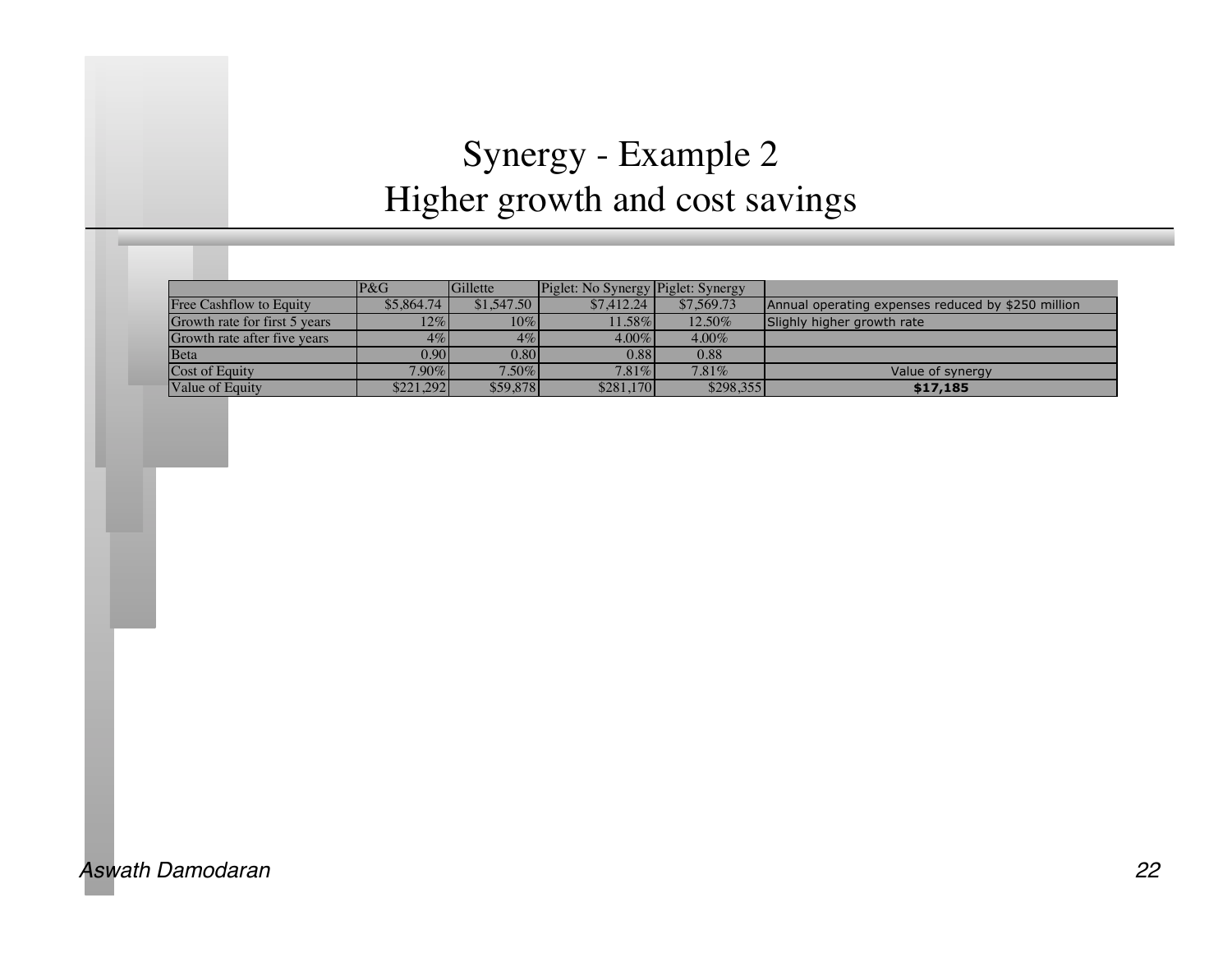# Synergy - Example 2
## Higher growth and cost savings

| | P&G | Gillette | Piglet: No Synergy | Piglet: Synergy | |
|---|---|---|---|---|---|
| Free Cashflow to Equity | $5,864.74 | $1,547.50 | $7,412.24 | $7,569.73 | Annual operating expenses reduced by $250 million |
| Growth rate for first 5 years | 12% | 10% | 11.58% | 12.50% | Slighly higher growth rate |
| Growth rate after five years | 4% | 4% | 4.00% | 4.00% | |
| Beta | 0.90 | 0.80 | 0.88 | 0.88 | |
| Cost of Equity | 7.90% | 7.50% | 7.81% | 7.81% | Value of synergy |
| Value of Equity | $221,292 | $59,878 | $281,170 | $298,355 | **$17,185** |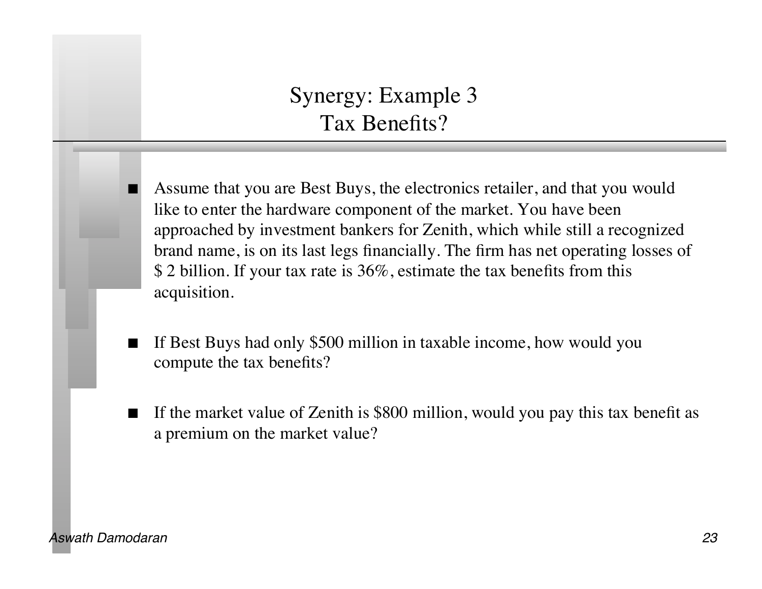# Synergy: Example 3
## Tax Benefits?

- Assume that you are Best Buys, the electronics retailer, and that you would like to enter the hardware component of the market. You have been approached by investment bankers for Zenith, which while still a recognized brand name, is on its last legs financially. The firm has net operating losses of $ 2 billion. If your tax rate is 36%, estimate the tax benefits from this acquisition.

- If Best Buys had only $500 million in taxable income, how would you compute the tax benefits?

- If the market value of Zenith is $800 million, would you pay this tax benefit as a premium on the market value?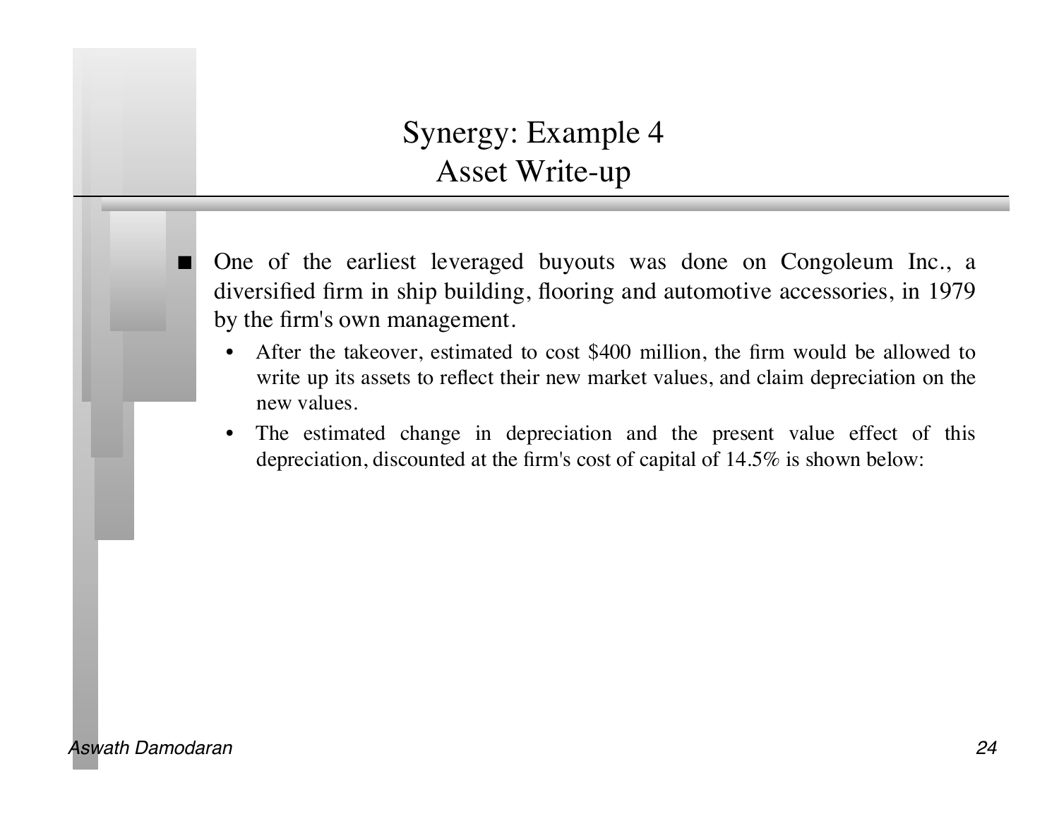# Synergy: Example 4
## Asset Write-up

- One of the earliest leveraged buyouts was done on Congoleum Inc., a diversified firm in ship building, flooring and automotive accessories, in 1979 by the firm's own management.
  - After the takeover, estimated to cost $400 million, the firm would be allowed to write up its assets to reflect their new market values, and claim depreciation on the new values.
  - The estimated change in depreciation and the present value effect of this depreciation, discounted at the firm's cost of capital of 14.5% is shown below: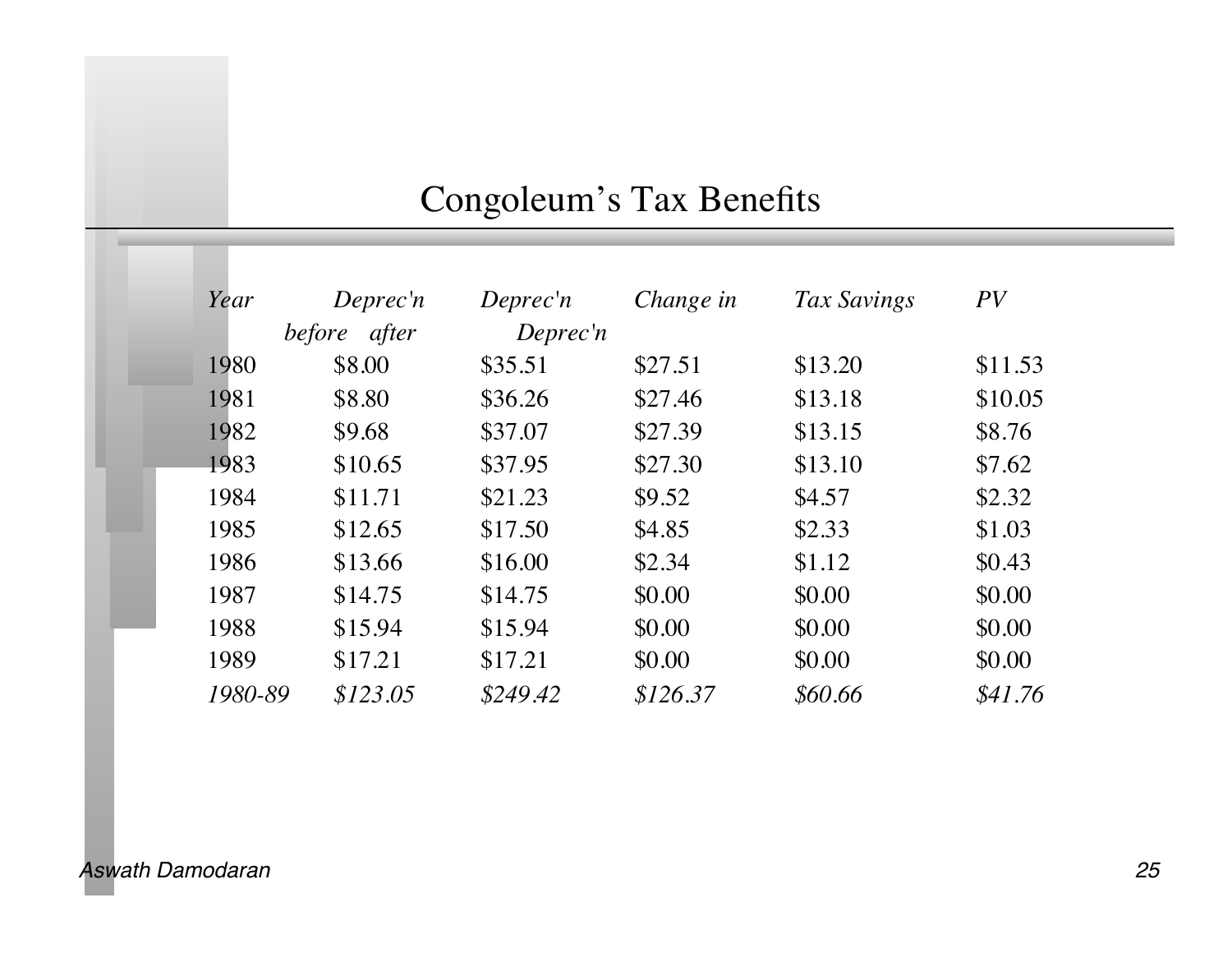# Congoleum's Tax Benefits

| *Year* | *Deprec'n before* | *Deprec'n after* | *Change in Deprec'n* | *Tax Savings* | *PV* |
|---|---|---|---|---|---|
| 1980 | $8.00 | $35.51 | $27.51 | $13.20 | $11.53 |
| 1981 | $8.80 | $36.26 | $27.46 | $13.18 | $10.05 |
| 1982 | $9.68 | $37.07 | $27.39 | $13.15 | $8.76 |
| 1983 | $10.65 | $37.95 | $27.30 | $13.10 | $7.62 |
| 1984 | $11.71 | $21.23 | $9.52 | $4.57 | $2.32 |
| 1985 | $12.65 | $17.50 | $4.85 | $2.33 | $1.03 |
| 1986 | $13.66 | $16.00 | $2.34 | $1.12 | $0.43 |
| 1987 | $14.75 | $14.75 | $0.00 | $0.00 | $0.00 |
| 1988 | $15.94 | $15.94 | $0.00 | $0.00 | $0.00 |
| 1989 | $17.21 | $17.21 | $0.00 | $0.00 | $0.00 |
| *1980-89* | *$123.05* | *$249.42* | *$126.37* | *$60.66* | *$41.76* |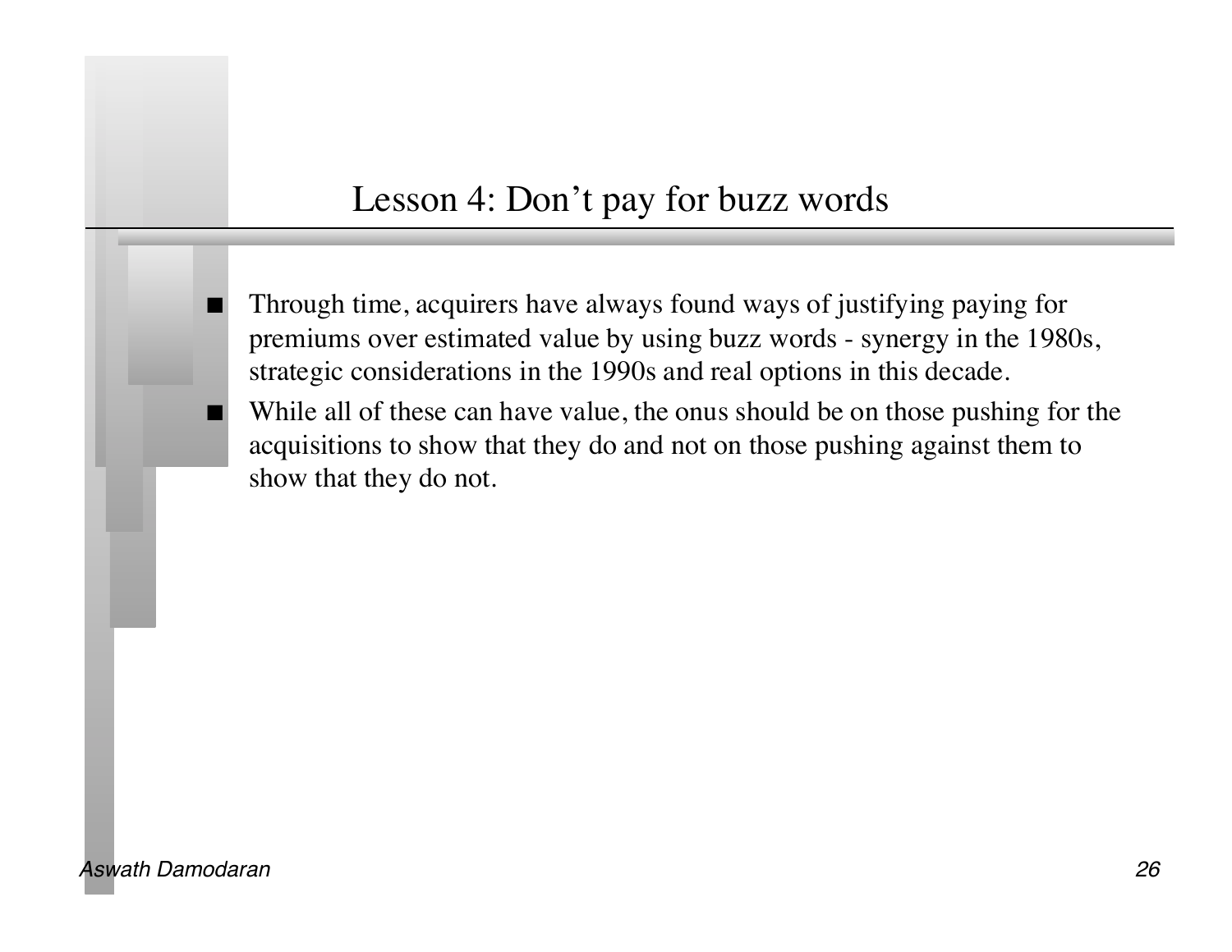# Lesson 4: Don't pay for buzz words

- Through time, acquirers have always found ways of justifying paying for premiums over estimated value by using buzz words - synergy in the 1980s, strategic considerations in the 1990s and real options in this decade.
- While all of these can have value, the onus should be on those pushing for the acquisitions to show that they do and not on those pushing against them to show that they do not.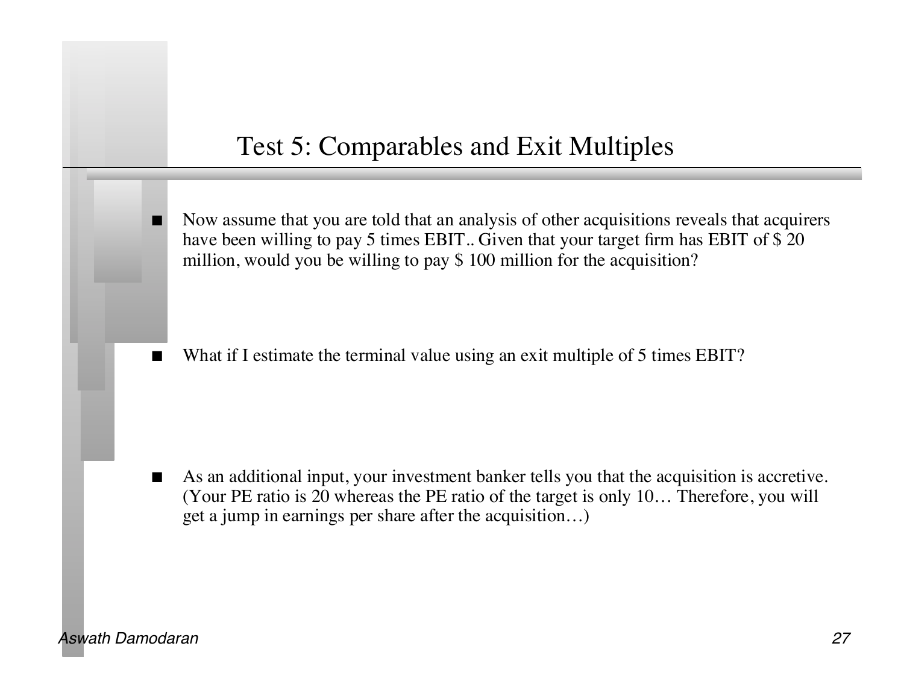# Test 5: Comparables and Exit Multiples

- Now assume that you are told that an analysis of other acquisitions reveals that acquirers have been willing to pay 5 times EBIT.. Given that your target firm has EBIT of $ 20 million, would you be willing to pay $ 100 million for the acquisition?

- What if I estimate the terminal value using an exit multiple of 5 times EBIT?

- As an additional input, your investment banker tells you that the acquisition is accretive. (Your PE ratio is 20 whereas the PE ratio of the target is only 10… Therefore, you will get a jump in earnings per share after the acquisition…)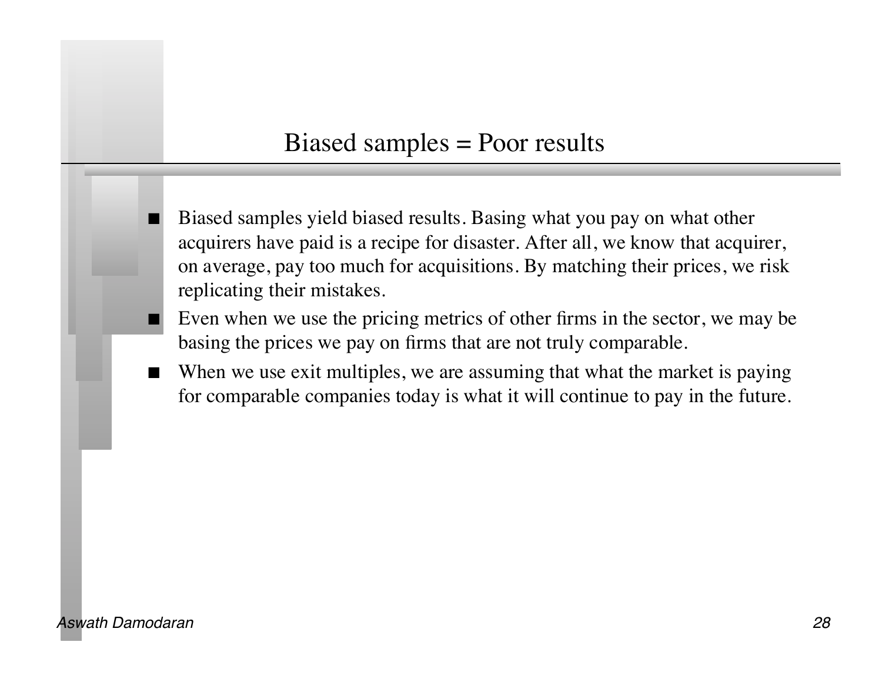# Biased samples = Poor results

- Biased samples yield biased results. Basing what you pay on what other acquirers have paid is a recipe for disaster. After all, we know that acquirer, on average, pay too much for acquisitions. By matching their prices, we risk replicating their mistakes.
- Even when we use the pricing metrics of other firms in the sector, we may be basing the prices we pay on firms that are not truly comparable.
- When we use exit multiples, we are assuming that what the market is paying for comparable companies today is what it will continue to pay in the future.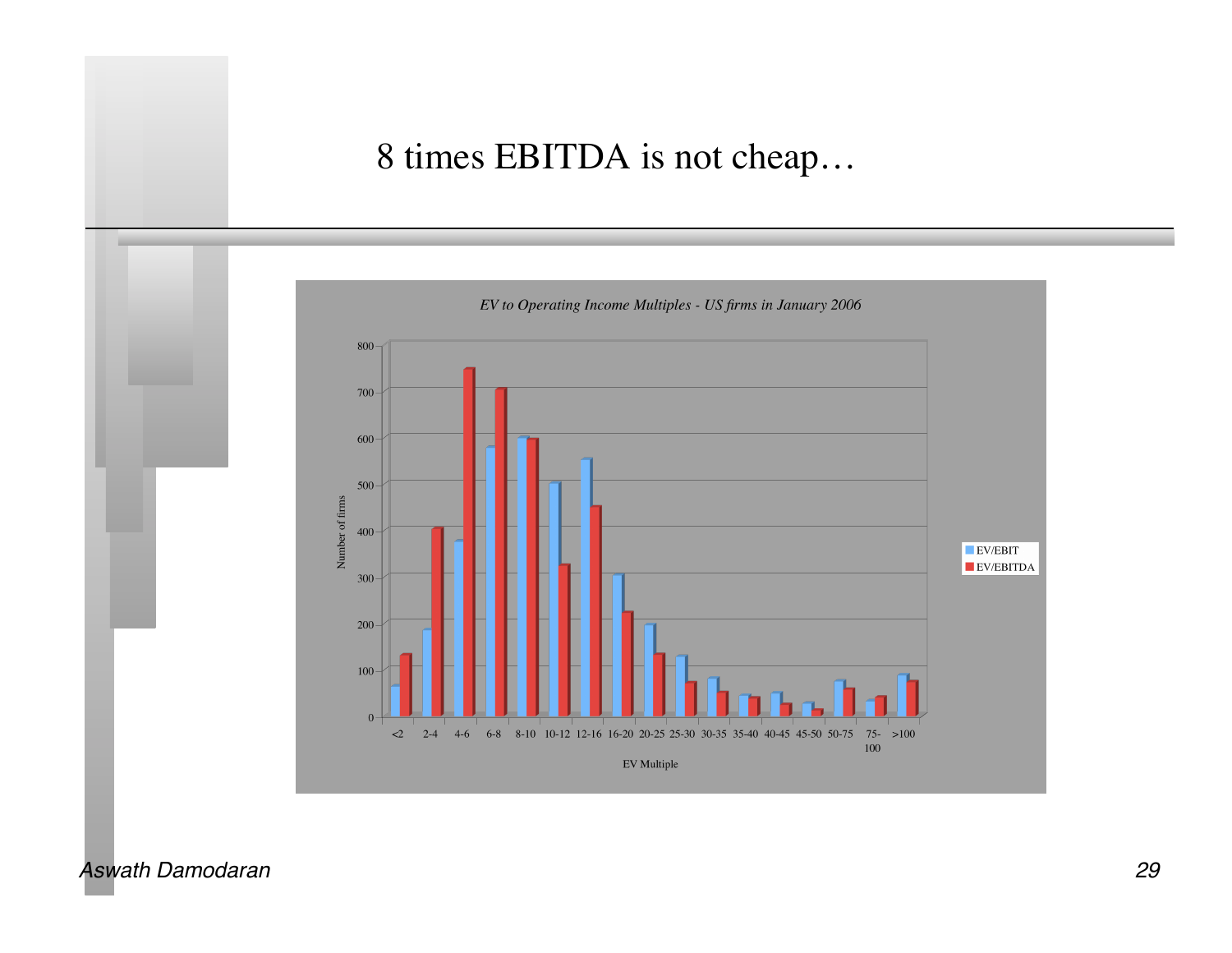# 8 times EBITDA is not cheap…

*EV to Operating Income Multiples - US firms in January 2006*

Number of firms

| EV Multiple | EV/EBIT | EV/EBITDA |
|---|---|---|
| <2 | ~60 | ~130 |
| 2-4 | ~185 | ~400 |
| 4-6 | ~375 | ~745 |
| 6-8 | ~575 | ~700 |
| 8-10 | ~600 | ~595 |
| 10-12 | ~500 | ~325 |
| 12-16 | ~550 | ~450 |
| 16-20 | ~300 | ~220 |
| 20-25 | ~195 | ~130 |
| 25-30 | ~125 | ~70 |
| 30-35 | ~80 | ~50 |
| 35-40 | ~45 | ~40 |
| 40-45 | ~50 | ~25 |
| 45-50 | ~25 | ~10 |
| 50-75 | ~75 | ~60 |
| 75-100 | ~30 | ~40 |
| >100 | ~90 | ~75 |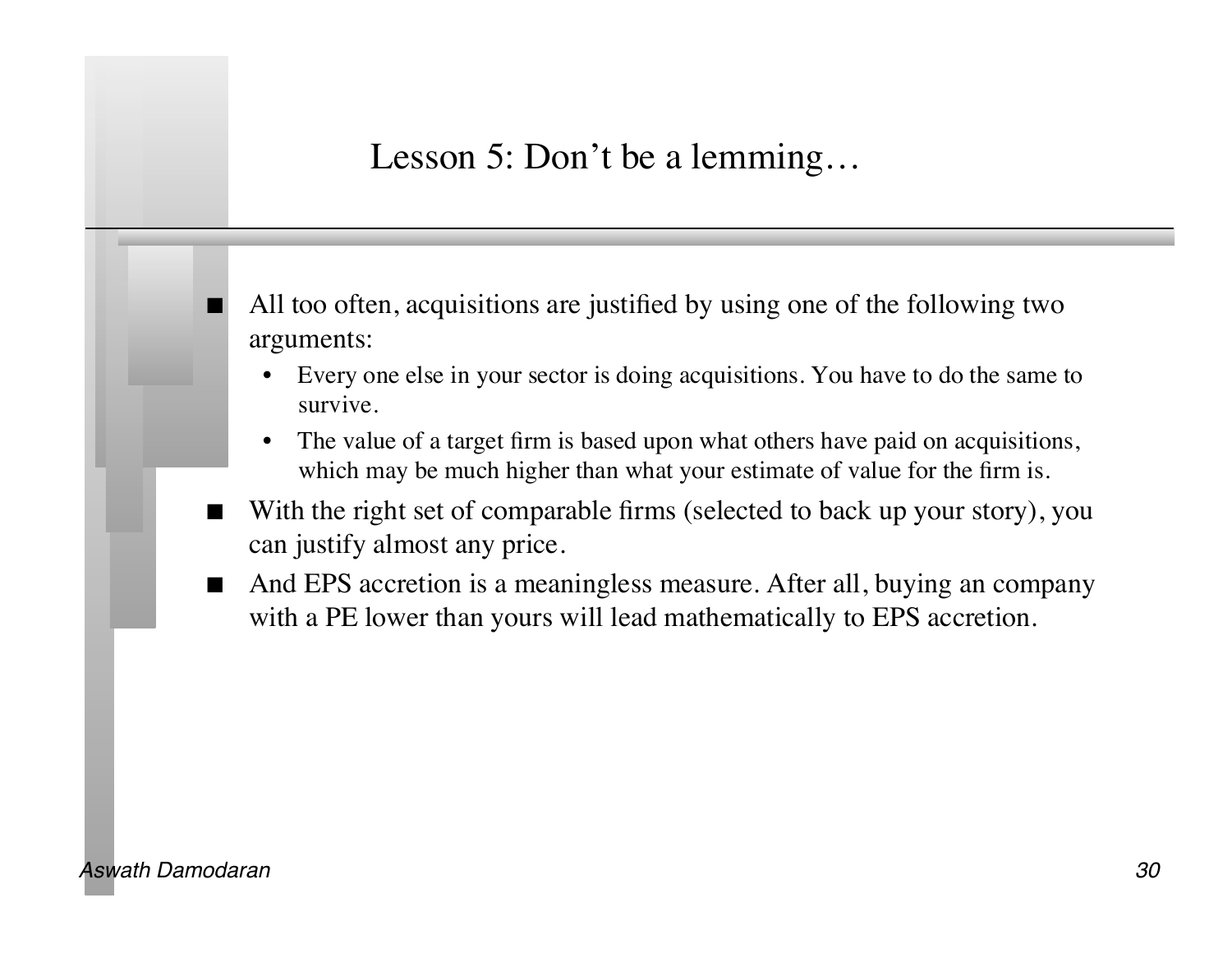# Lesson 5: Don't be a lemming…

- All too often, acquisitions are justified by using one of the following two arguments:
  - Every one else in your sector is doing acquisitions. You have to do the same to survive.
  - The value of a target firm is based upon what others have paid on acquisitions, which may be much higher than what your estimate of value for the firm is.
- With the right set of comparable firms (selected to back up your story), you can justify almost any price.
- And EPS accretion is a meaningless measure. After all, buying an company with a PE lower than yours will lead mathematically to EPS accretion.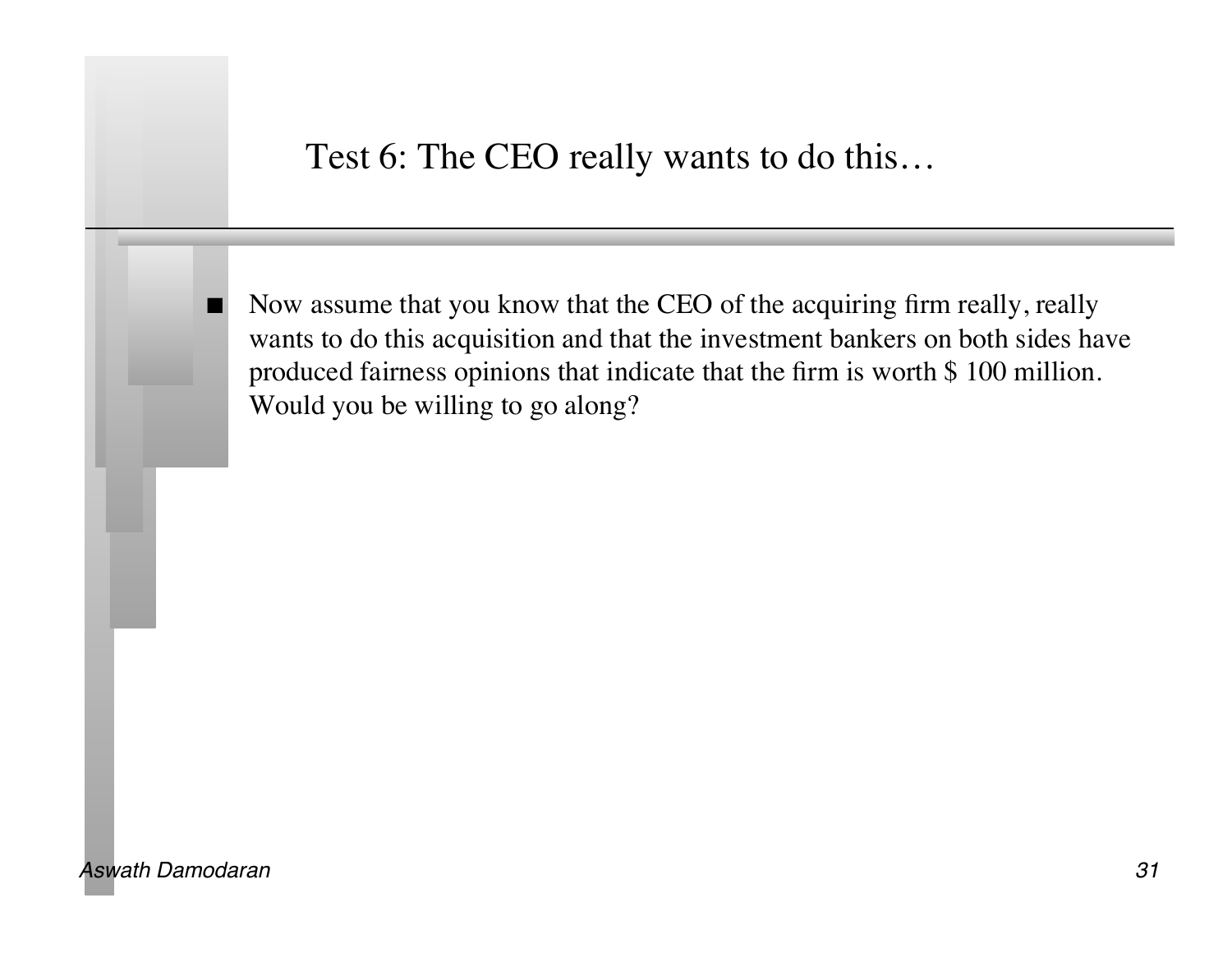# Test 6: The CEO really wants to do this…

- Now assume that you know that the CEO of the acquiring firm really, really wants to do this acquisition and that the investment bankers on both sides have produced fairness opinions that indicate that the firm is worth $ 100 million. Would you be willing to go along?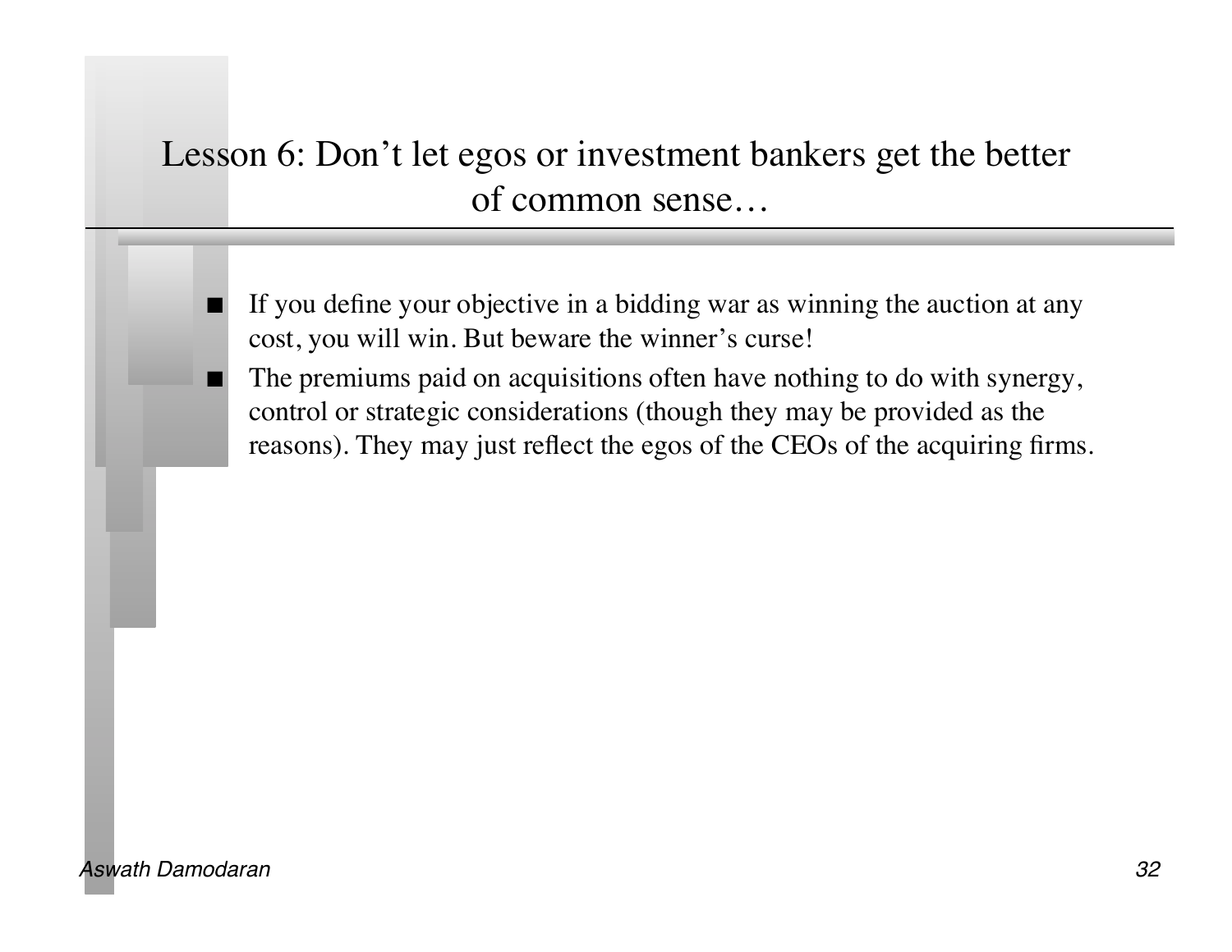# Lesson 6: Don't let egos or investment bankers get the better of common sense…

- If you define your objective in a bidding war as winning the auction at any cost, you will win. But beware the winner's curse!
- The premiums paid on acquisitions often have nothing to do with synergy, control or strategic considerations (though they may be provided as the reasons). They may just reflect the egos of the CEOs of the acquiring firms.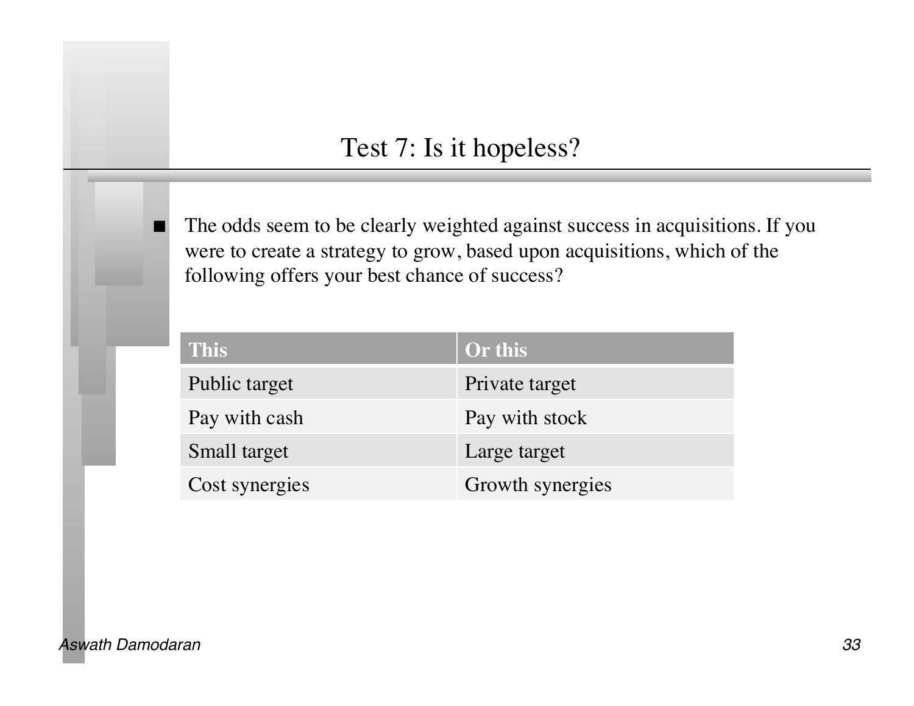# Test 7: Is it hopeless?

- The odds seem to be clearly weighted against success in acquisitions. If you were to create a strategy to grow, based upon acquisitions, which of the following offers your best chance of success?

| This | Or this |
| --- | --- |
| Public target | Private target |
| Pay with cash | Pay with stock |
| Small target | Large target |
| Cost synergies | Growth synergies |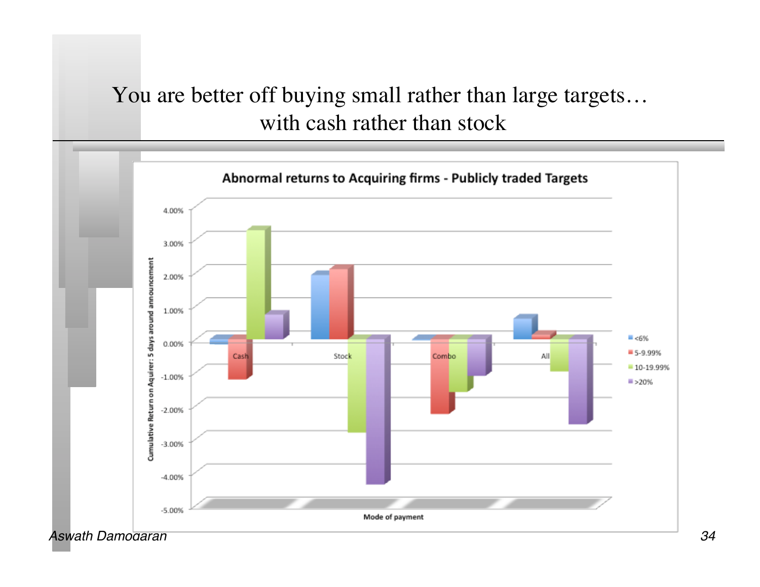# You are better off buying small rather than large targets… with cash rather than stock

**Abnormal returns to Acquiring firms - Publicly traded Targets**

Cumulative Return on Aquirer: 5 days around announcement

4.00%
3.00%
2.00%
1.00%
0.00%
-1.00%
-2.00%
-3.00%
-4.00%
-5.00%

Cash | Stock | Combo | All

Mode of payment

- <6%
- 5-9.99%
- 10-19.99%
- >20%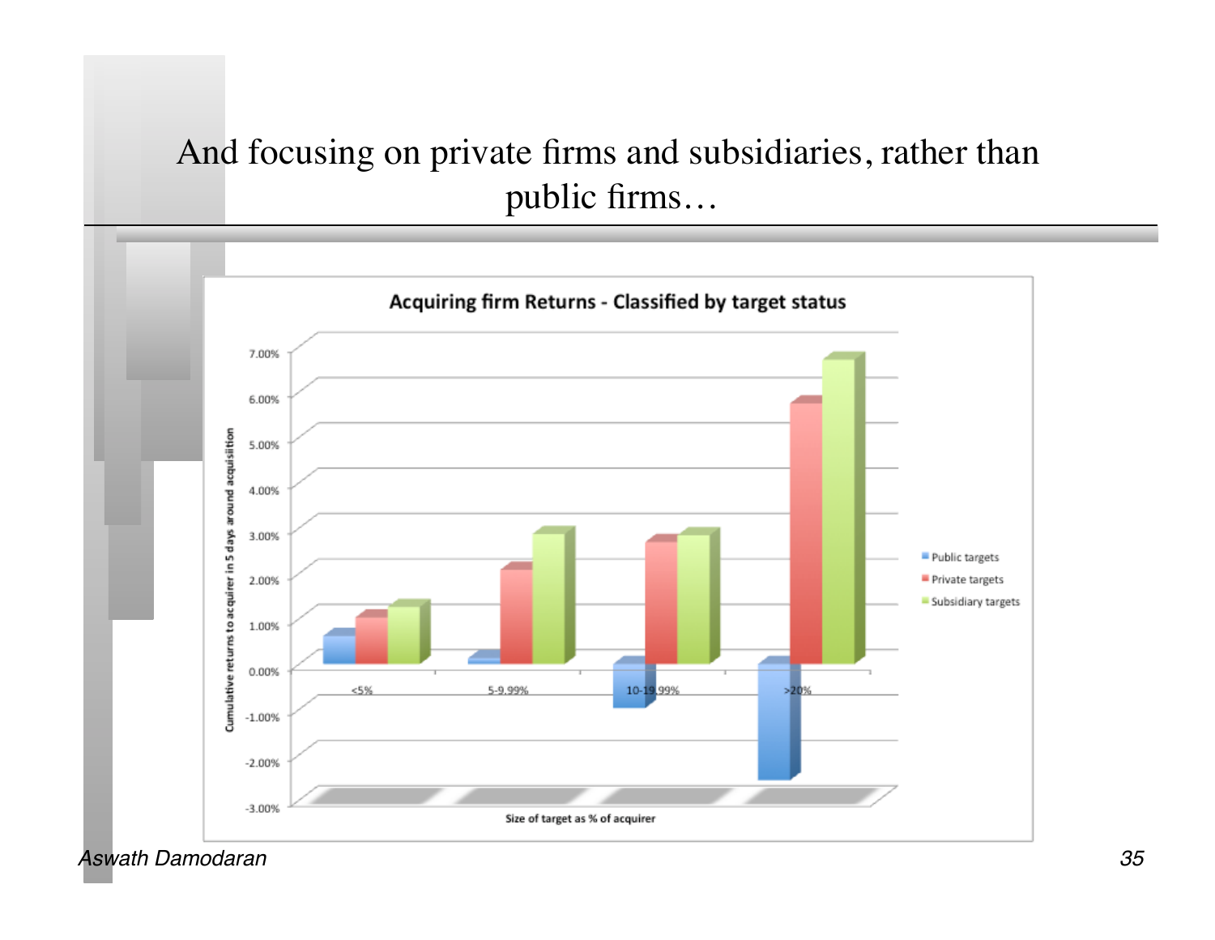# And focusing on private firms and subsidiaries, rather than public firms…

**Acquiring firm Returns - Classified by target status**

| Size of target as % of acquirer | Public targets | Private targets | Subsidiary targets |
|---|---|---|---|
| <5% | | | |
| 5-9.99% | | | |
| 10-19.99% | | | |
| >20% | | | |

Cumulative returns to acquirer in 5 days around acquisition

Size of target as % of acquirer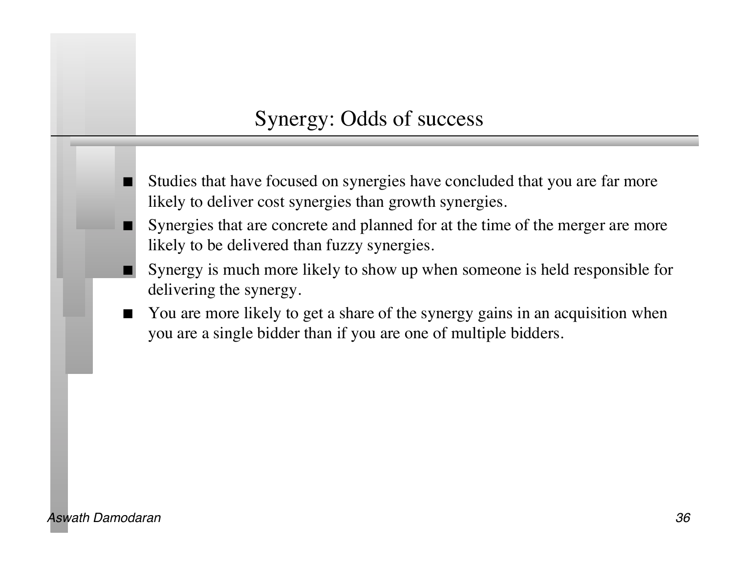# Synergy: Odds of success

- Studies that have focused on synergies have concluded that you are far more likely to deliver cost synergies than growth synergies.
- Synergies that are concrete and planned for at the time of the merger are more likely to be delivered than fuzzy synergies.
- Synergy is much more likely to show up when someone is held responsible for delivering the synergy.
- You are more likely to get a share of the synergy gains in an acquisition when you are a single bidder than if you are one of multiple bidders.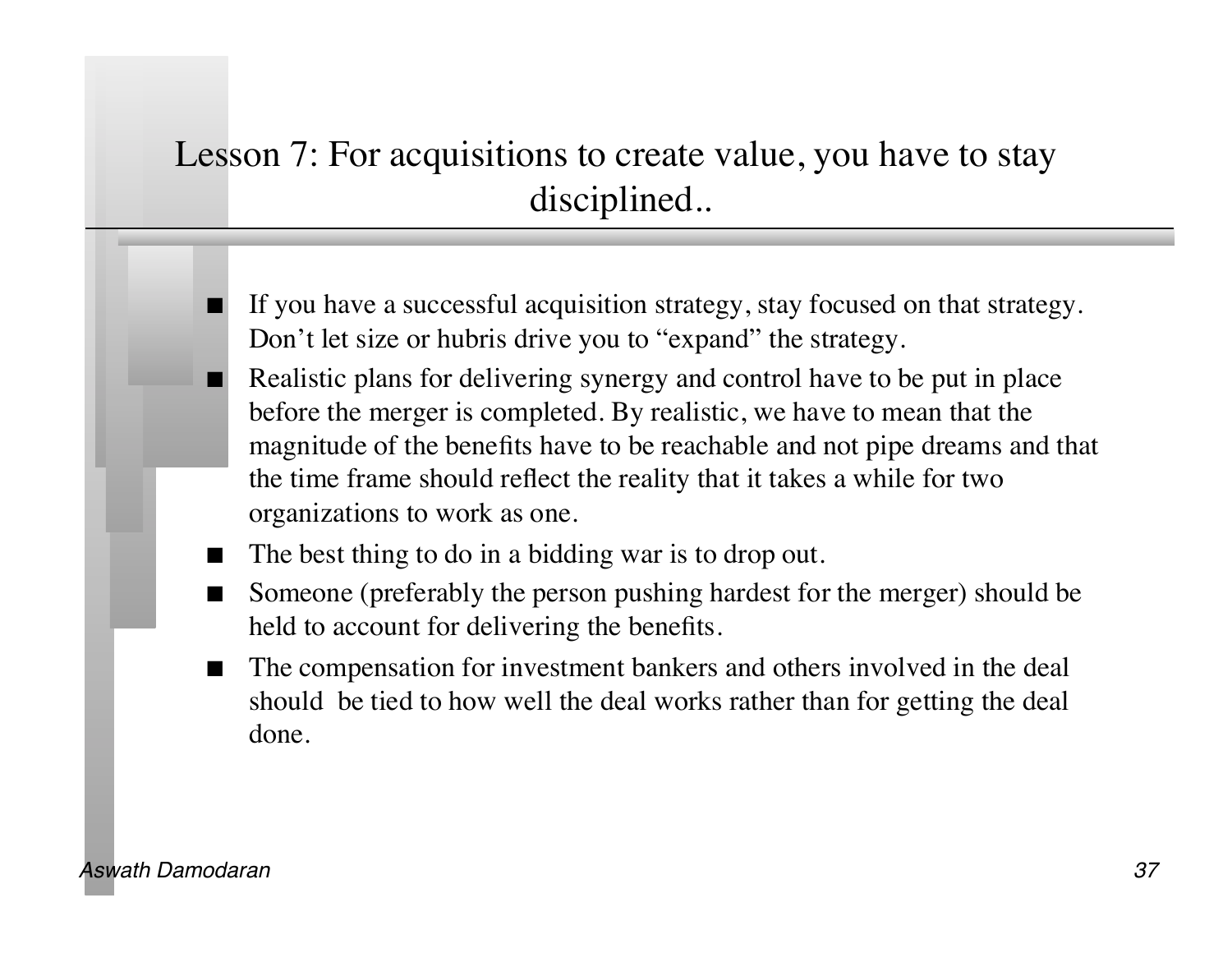# Lesson 7: For acquisitions to create value, you have to stay disciplined..

- If you have a successful acquisition strategy, stay focused on that strategy. Don't let size or hubris drive you to "expand" the strategy.
- Realistic plans for delivering synergy and control have to be put in place before the merger is completed. By realistic, we have to mean that the magnitude of the benefits have to be reachable and not pipe dreams and that the time frame should reflect the reality that it takes a while for two organizations to work as one.
- The best thing to do in a bidding war is to drop out.
- Someone (preferably the person pushing hardest for the merger) should be held to account for delivering the benefits.
- The compensation for investment bankers and others involved in the deal should be tied to how well the deal works rather than for getting the deal done.